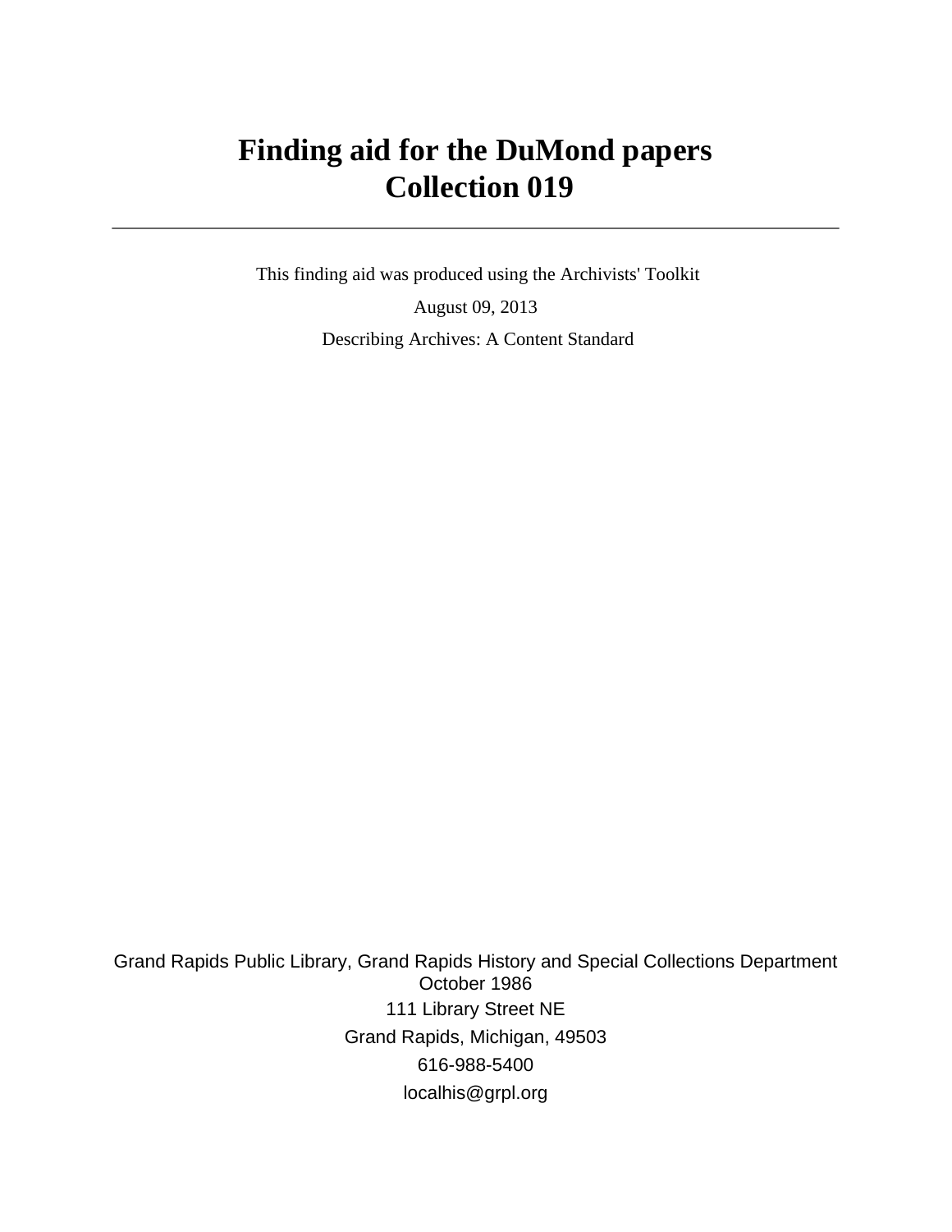# Finding aid for the DuMond papers
# Collection 019

---

This finding aid was produced using the Archivists' Toolkit

August 09, 2013

Describing Archives: A Content Standard

Grand Rapids Public Library, Grand Rapids History and Special Collections Department
October 1986

111 Library Street NE

Grand Rapids, Michigan, 49503

616-988-5400

localhis@grpl.org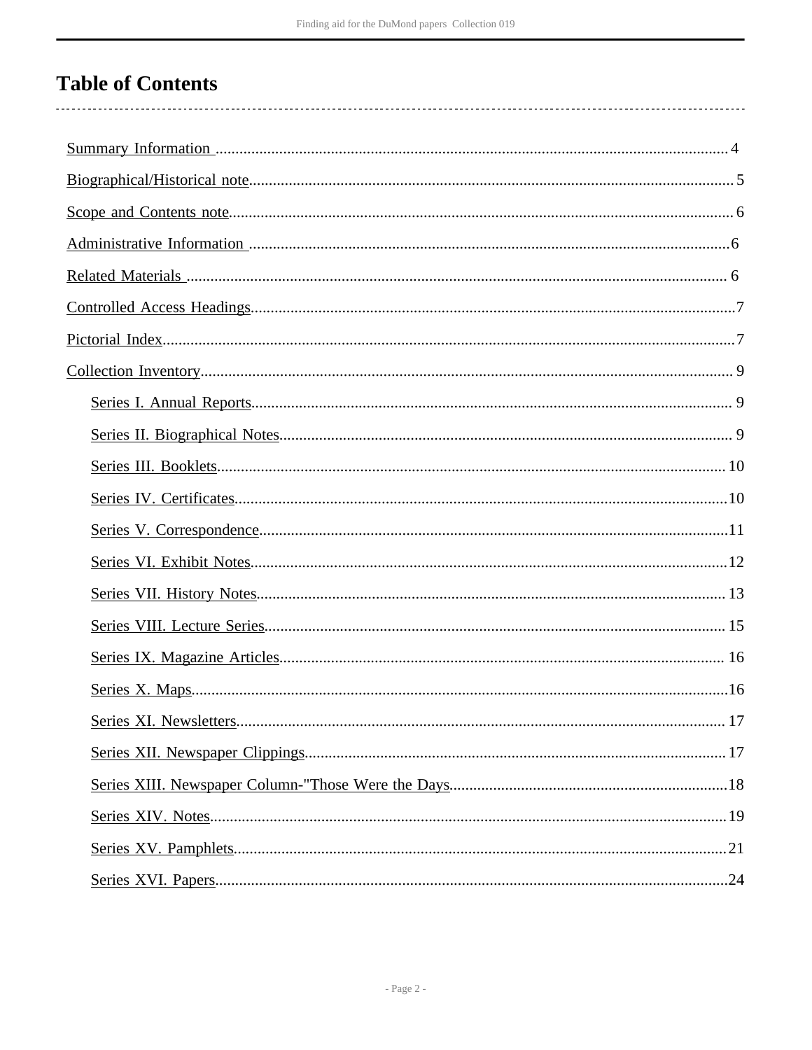# Table of Contents

- Summary Information ..... 4
- Biographical/Historical note..... 5
- Scope and Contents note..... 6
- Administrative Information ..... 6
- Related Materials ..... 6
- Controlled Access Headings..... 7
- Pictorial Index..... 7
- Collection Inventory..... 9
  - Series I. Annual Reports..... 9
  - Series II. Biographical Notes..... 9
  - Series III. Booklets..... 10
  - Series IV. Certificates..... 10
  - Series V. Correspondence..... 11
  - Series VI. Exhibit Notes..... 12
  - Series VII. History Notes..... 13
  - Series VIII. Lecture Series..... 15
  - Series IX. Magazine Articles..... 16
  - Series X. Maps..... 16
  - Series XI. Newsletters..... 17
  - Series XII. Newspaper Clippings..... 17
  - Series XIII. Newspaper Column-"Those Were the Days..... 18
  - Series XIV. Notes..... 19
  - Series XV. Pamphlets..... 21
  - Series XVI. Papers..... 24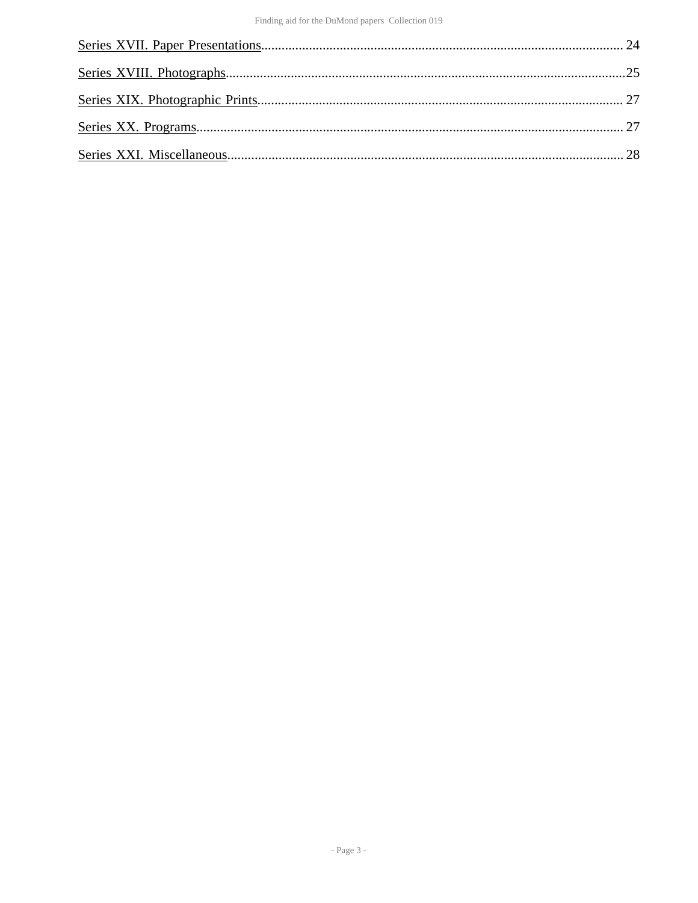Series XVII. Paper Presentations.......................................................................................................... 24

Series XVIII. Photographs.....................................................................................................................25

Series XIX. Photographic Prints........................................................................................................... 27

Series XX. Programs............................................................................................................................. 27

Series XXI. Miscellaneous.................................................................................................................... 28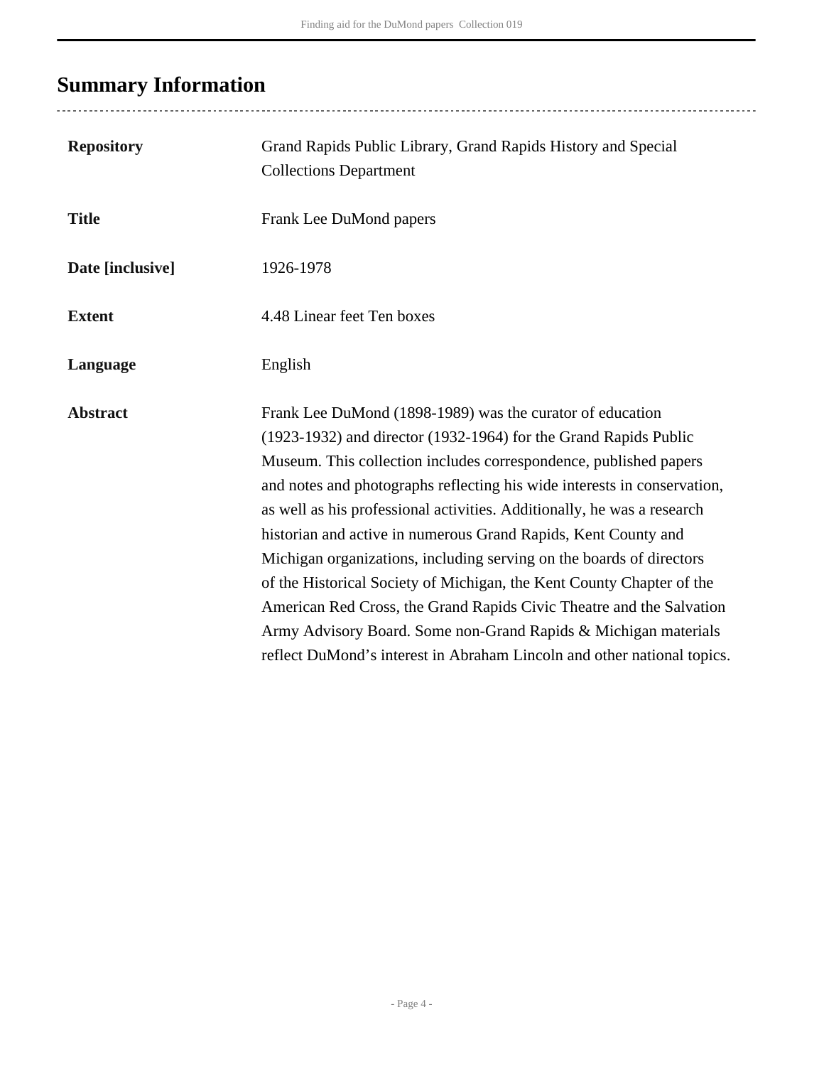## Summary Information

| | |
|---|---|
| **Repository** | Grand Rapids Public Library, Grand Rapids History and Special Collections Department |
| **Title** | Frank Lee DuMond papers |
| **Date [inclusive]** | 1926-1978 |
| **Extent** | 4.48 Linear feet Ten boxes |
| **Language** | English |
| **Abstract** | Frank Lee DuMond (1898-1989) was the curator of education (1923-1932) and director (1932-1964) for the Grand Rapids Public Museum. This collection includes correspondence, published papers and notes and photographs reflecting his wide interests in conservation, as well as his professional activities. Additionally, he was a research historian and active in numerous Grand Rapids, Kent County and Michigan organizations, including serving on the boards of directors of the Historical Society of Michigan, the Kent County Chapter of the American Red Cross, the Grand Rapids Civic Theatre and the Salvation Army Advisory Board. Some non-Grand Rapids & Michigan materials reflect DuMond's interest in Abraham Lincoln and other national topics. |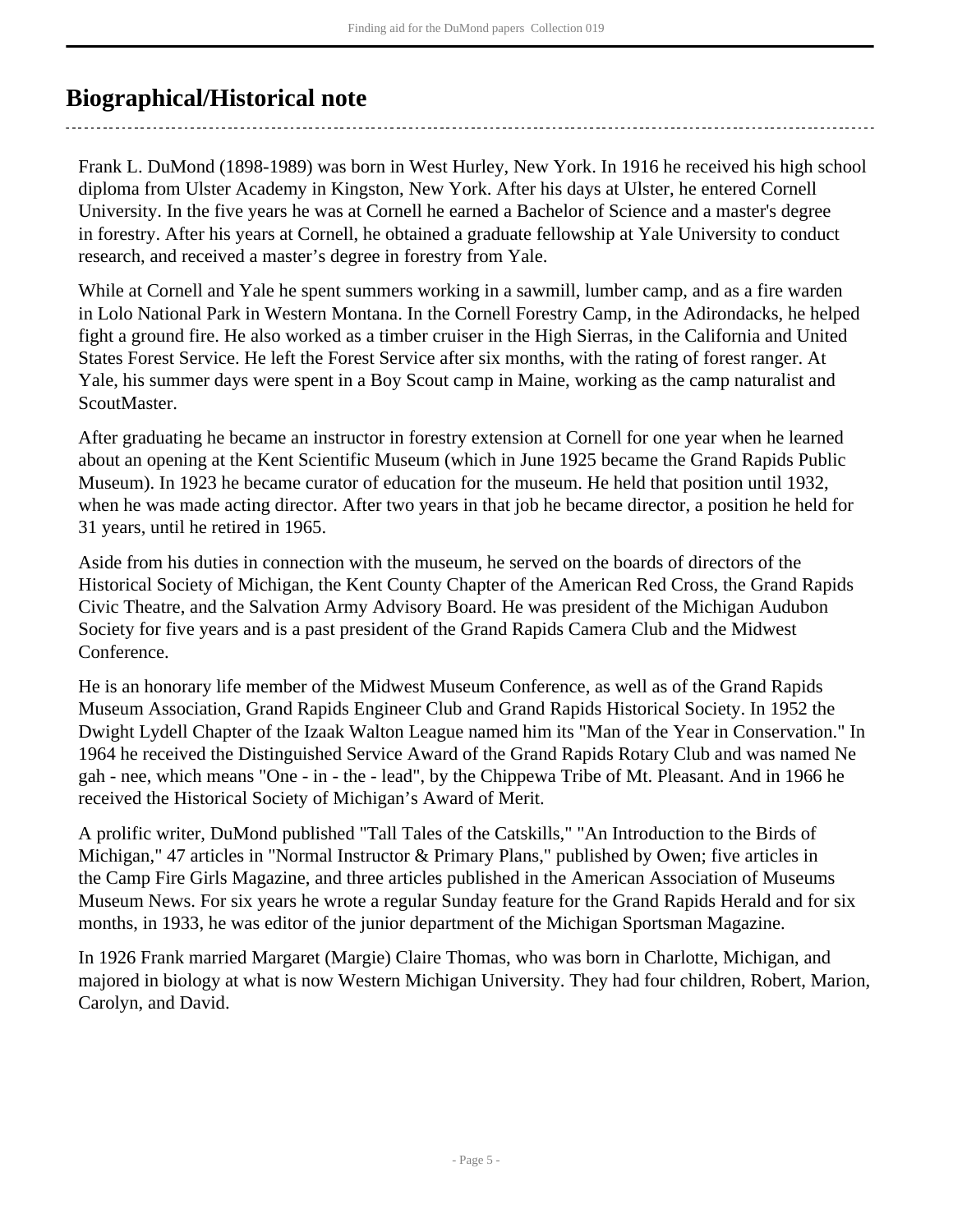## Biographical/Historical note

Frank L. DuMond (1898-1989) was born in West Hurley, New York. In 1916 he received his high school diploma from Ulster Academy in Kingston, New York. After his days at Ulster, he entered Cornell University. In the five years he was at Cornell he earned a Bachelor of Science and a master's degree in forestry. After his years at Cornell, he obtained a graduate fellowship at Yale University to conduct research, and received a master's degree in forestry from Yale.

While at Cornell and Yale he spent summers working in a sawmill, lumber camp, and as a fire warden in Lolo National Park in Western Montana. In the Cornell Forestry Camp, in the Adirondacks, he helped fight a ground fire. He also worked as a timber cruiser in the High Sierras, in the California and United States Forest Service. He left the Forest Service after six months, with the rating of forest ranger. At Yale, his summer days were spent in a Boy Scout camp in Maine, working as the camp naturalist and ScoutMaster.

After graduating he became an instructor in forestry extension at Cornell for one year when he learned about an opening at the Kent Scientific Museum (which in June 1925 became the Grand Rapids Public Museum). In 1923 he became curator of education for the museum. He held that position until 1932, when he was made acting director. After two years in that job he became director, a position he held for 31 years, until he retired in 1965.

Aside from his duties in connection with the museum, he served on the boards of directors of the Historical Society of Michigan, the Kent County Chapter of the American Red Cross, the Grand Rapids Civic Theatre, and the Salvation Army Advisory Board. He was president of the Michigan Audubon Society for five years and is a past president of the Grand Rapids Camera Club and the Midwest Conference.

He is an honorary life member of the Midwest Museum Conference, as well as of the Grand Rapids Museum Association, Grand Rapids Engineer Club and Grand Rapids Historical Society. In 1952 the Dwight Lydell Chapter of the Izaak Walton League named him its "Man of the Year in Conservation." In 1964 he received the Distinguished Service Award of the Grand Rapids Rotary Club and was named Ne gah - nee, which means "One - in - the - lead", by the Chippewa Tribe of Mt. Pleasant. And in 1966 he received the Historical Society of Michigan's Award of Merit.

A prolific writer, DuMond published "Tall Tales of the Catskills," "An Introduction to the Birds of Michigan," 47 articles in "Normal Instructor & Primary Plans," published by Owen; five articles in the Camp Fire Girls Magazine, and three articles published in the American Association of Museums Museum News. For six years he wrote a regular Sunday feature for the Grand Rapids Herald and for six months, in 1933, he was editor of the junior department of the Michigan Sportsman Magazine.

In 1926 Frank married Margaret (Margie) Claire Thomas, who was born in Charlotte, Michigan, and majored in biology at what is now Western Michigan University. They had four children, Robert, Marion, Carolyn, and David.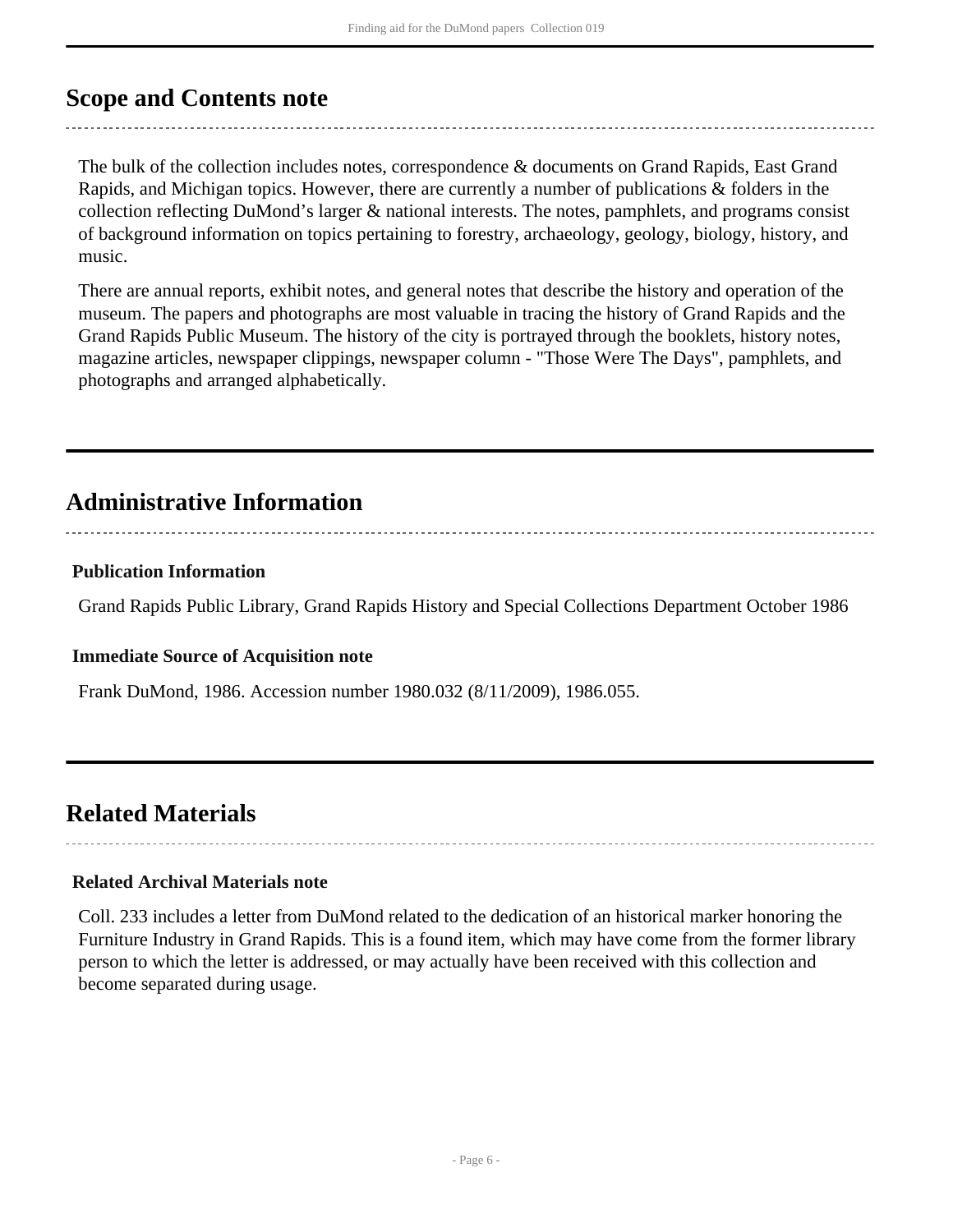## Scope and Contents note

The bulk of the collection includes notes, correspondence & documents on Grand Rapids, East Grand Rapids, and Michigan topics. However, there are currently a number of publications & folders in the collection reflecting DuMond's larger & national interests. The notes, pamphlets, and programs consist of background information on topics pertaining to forestry, archaeology, geology, biology, history, and music.

There are annual reports, exhibit notes, and general notes that describe the history and operation of the museum. The papers and photographs are most valuable in tracing the history of Grand Rapids and the Grand Rapids Public Museum. The history of the city is portrayed through the booklets, history notes, magazine articles, newspaper clippings, newspaper column - "Those Were The Days", pamphlets, and photographs and arranged alphabetically.

## Administrative Information

### Publication Information

Grand Rapids Public Library, Grand Rapids History and Special Collections Department October 1986

### Immediate Source of Acquisition note

Frank DuMond, 1986. Accession number 1980.032 (8/11/2009), 1986.055.

## Related Materials

### Related Archival Materials note

Coll. 233 includes a letter from DuMond related to the dedication of an historical marker honoring the Furniture Industry in Grand Rapids. This is a found item, which may have come from the former library person to which the letter is addressed, or may actually have been received with this collection and become separated during usage.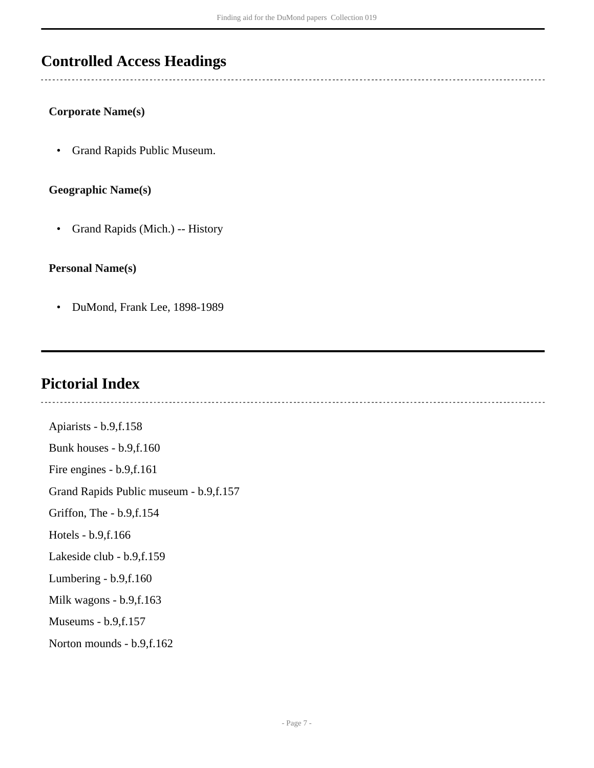## Controlled Access Headings

### Corporate Name(s)

- Grand Rapids Public Museum.

### Geographic Name(s)

- Grand Rapids (Mich.) -- History

### Personal Name(s)

- DuMond, Frank Lee, 1898-1989

## Pictorial Index

Apiarists - b.9,f.158

Bunk houses - b.9,f.160

Fire engines - b.9,f.161

Grand Rapids Public museum - b.9,f.157

Griffon, The - b.9,f.154

Hotels - b.9,f.166

Lakeside club - b.9,f.159

Lumbering - b.9,f.160

Milk wagons - b.9,f.163

Museums - b.9,f.157

Norton mounds - b.9,f.162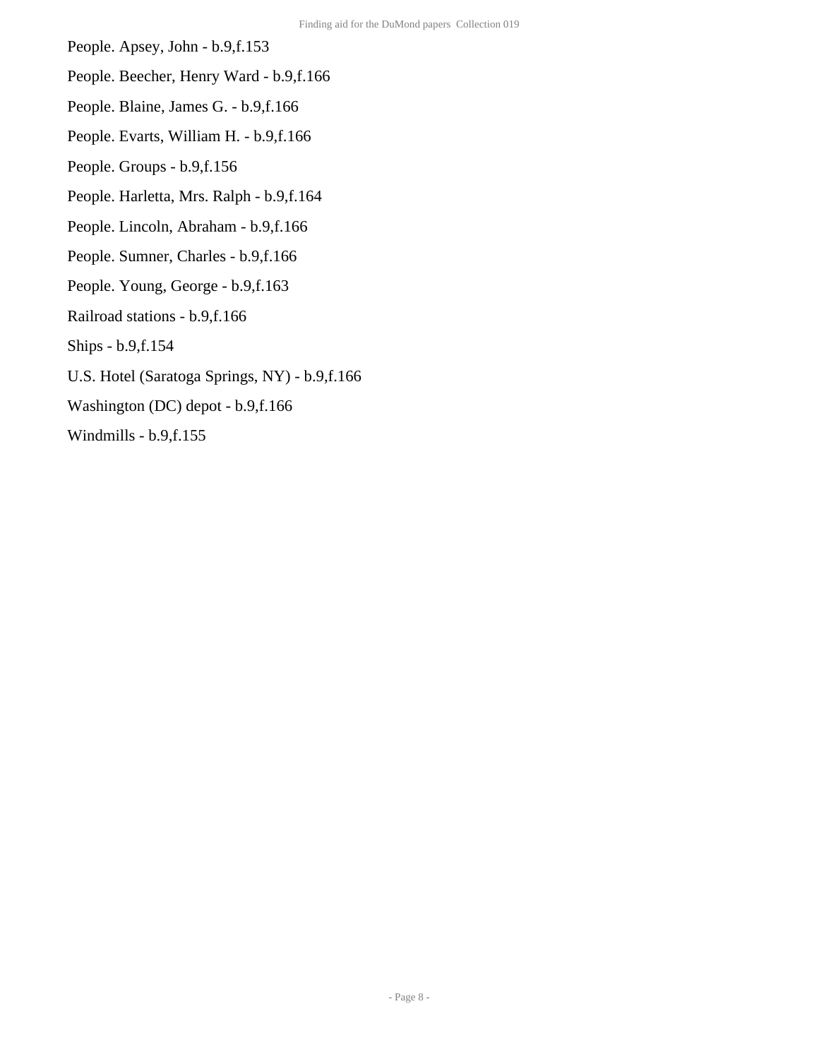People. Apsey, John - b.9,f.153

People. Beecher, Henry Ward - b.9,f.166

People. Blaine, James G. - b.9,f.166

People. Evarts, William H. - b.9,f.166

People. Groups - b.9,f.156

People. Harletta, Mrs. Ralph - b.9,f.164

People. Lincoln, Abraham - b.9,f.166

People. Sumner, Charles - b.9,f.166

People. Young, George - b.9,f.163

Railroad stations - b.9,f.166

Ships - b.9,f.154

U.S. Hotel (Saratoga Springs, NY) - b.9,f.166

Washington (DC) depot - b.9,f.166

Windmills - b.9,f.155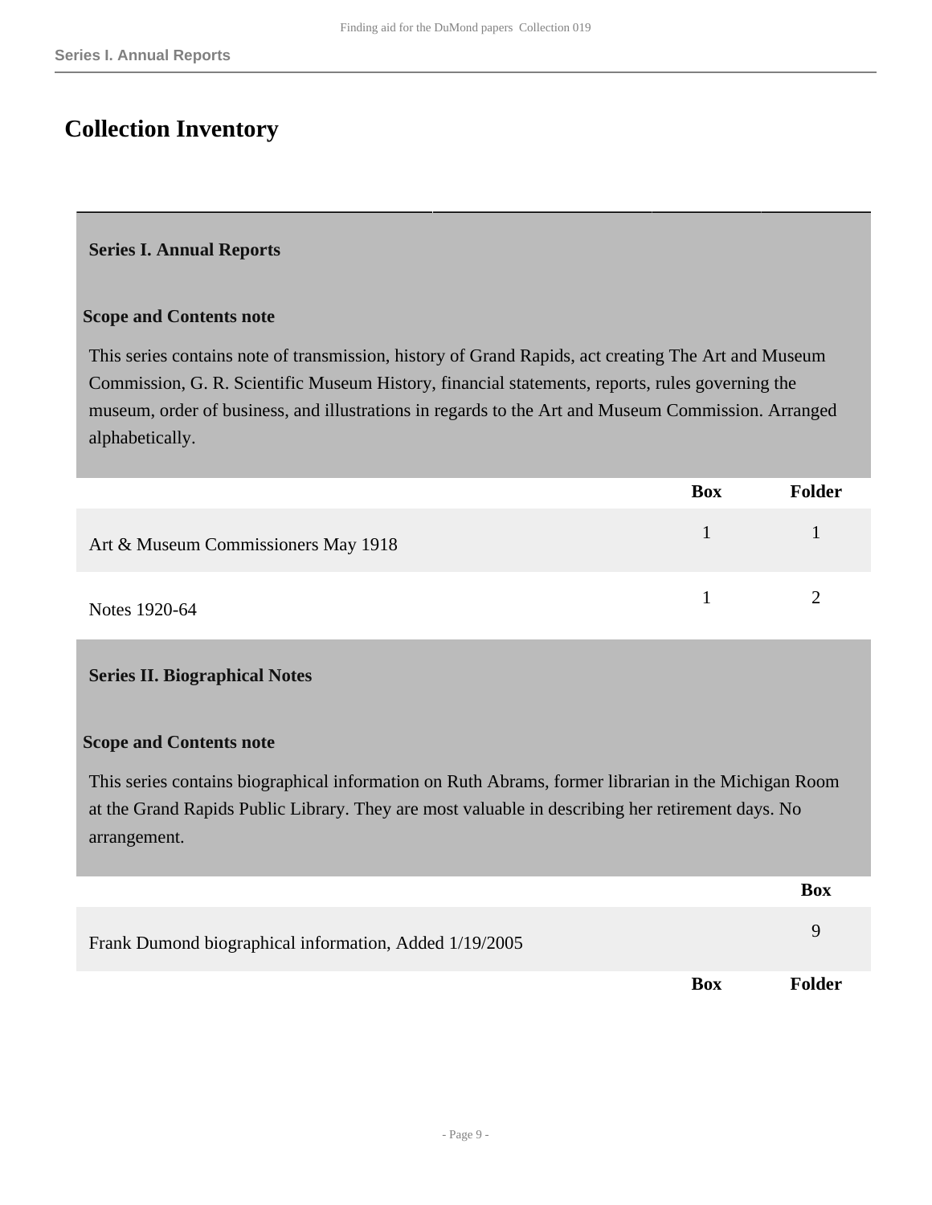## Collection Inventory

### Series I. Annual Reports

**Scope and Contents note**

This series contains note of transmission, history of Grand Rapids, act creating The Art and Museum Commission, G. R. Scientific Museum History, financial statements, reports, rules governing the museum, order of business, and illustrations in regards to the Art and Museum Commission. Arranged alphabetically.

| | Box | Folder |
|---|---|---|
| Art & Museum Commissioners May 1918 | 1 | 1 |
| Notes 1920-64 | 1 | 2 |

### Series II. Biographical Notes

**Scope and Contents note**

This series contains biographical information on Ruth Abrams, former librarian in the Michigan Room at the Grand Rapids Public Library. They are most valuable in describing her retirement days. No arrangement.

| | Box |
|---|---|
| Frank Dumond biographical information, Added 1/19/2005 | 9 |

| | Box | Folder |
|---|---|---|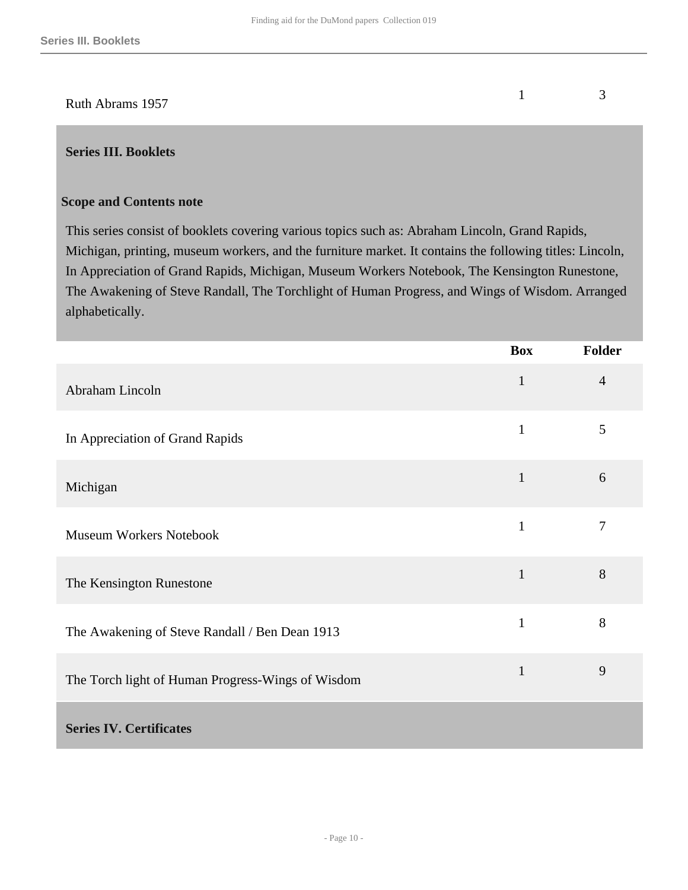| | Box | Folder |
|---|---|---|
| Ruth Abrams 1957 | 1 | 3 |

## Series III. Booklets

### Scope and Contents note

This series consist of booklets covering various topics such as: Abraham Lincoln, Grand Rapids, Michigan, printing, museum workers, and the furniture market. It contains the following titles: Lincoln, In Appreciation of Grand Rapids, Michigan, Museum Workers Notebook, The Kensington Runestone, The Awakening of Steve Randall, The Torchlight of Human Progress, and Wings of Wisdom. Arranged alphabetically.

| | Box | Folder |
|---|---|---|
| Abraham Lincoln | 1 | 4 |
| In Appreciation of Grand Rapids | 1 | 5 |
| Michigan | 1 | 6 |
| Museum Workers Notebook | 1 | 7 |
| The Kensington Runestone | 1 | 8 |
| The Awakening of Steve Randall / Ben Dean 1913 | 1 | 8 |
| The Torch light of Human Progress-Wings of Wisdom | 1 | 9 |

## Series IV. Certificates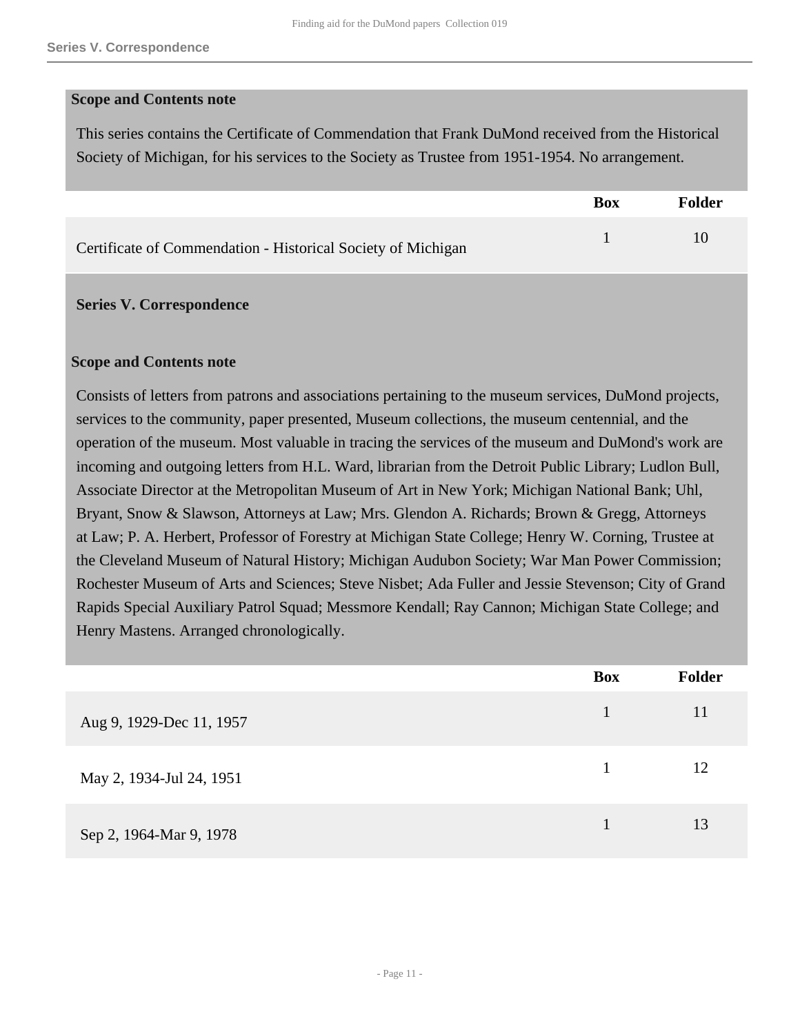**Scope and Contents note**

This series contains the Certificate of Commendation that Frank DuMond received from the Historical Society of Michigan, for his services to the Society as Trustee from 1951-1954. No arrangement.

| | Box | Folder |
|---|---|---|
| Certificate of Commendation - Historical Society of Michigan | 1 | 10 |

## Series V. Correspondence

**Scope and Contents note**

Consists of letters from patrons and associations pertaining to the museum services, DuMond projects, services to the community, paper presented, Museum collections, the museum centennial, and the operation of the museum. Most valuable in tracing the services of the museum and DuMond's work are incoming and outgoing letters from H.L. Ward, librarian from the Detroit Public Library; Ludlon Bull, Associate Director at the Metropolitan Museum of Art in New York; Michigan National Bank; Uhl, Bryant, Snow & Slawson, Attorneys at Law; Mrs. Glendon A. Richards; Brown & Gregg, Attorneys at Law; P. A. Herbert, Professor of Forestry at Michigan State College; Henry W. Corning, Trustee at the Cleveland Museum of Natural History; Michigan Audubon Society; War Man Power Commission; Rochester Museum of Arts and Sciences; Steve Nisbet; Ada Fuller and Jessie Stevenson; City of Grand Rapids Special Auxiliary Patrol Squad; Messmore Kendall; Ray Cannon; Michigan State College; and Henry Mastens. Arranged chronologically.

| | Box | Folder |
|---|---|---|
| Aug 9, 1929-Dec 11, 1957 | 1 | 11 |
| May 2, 1934-Jul 24, 1951 | 1 | 12 |
| Sep 2, 1964-Mar 9, 1978 | 1 | 13 |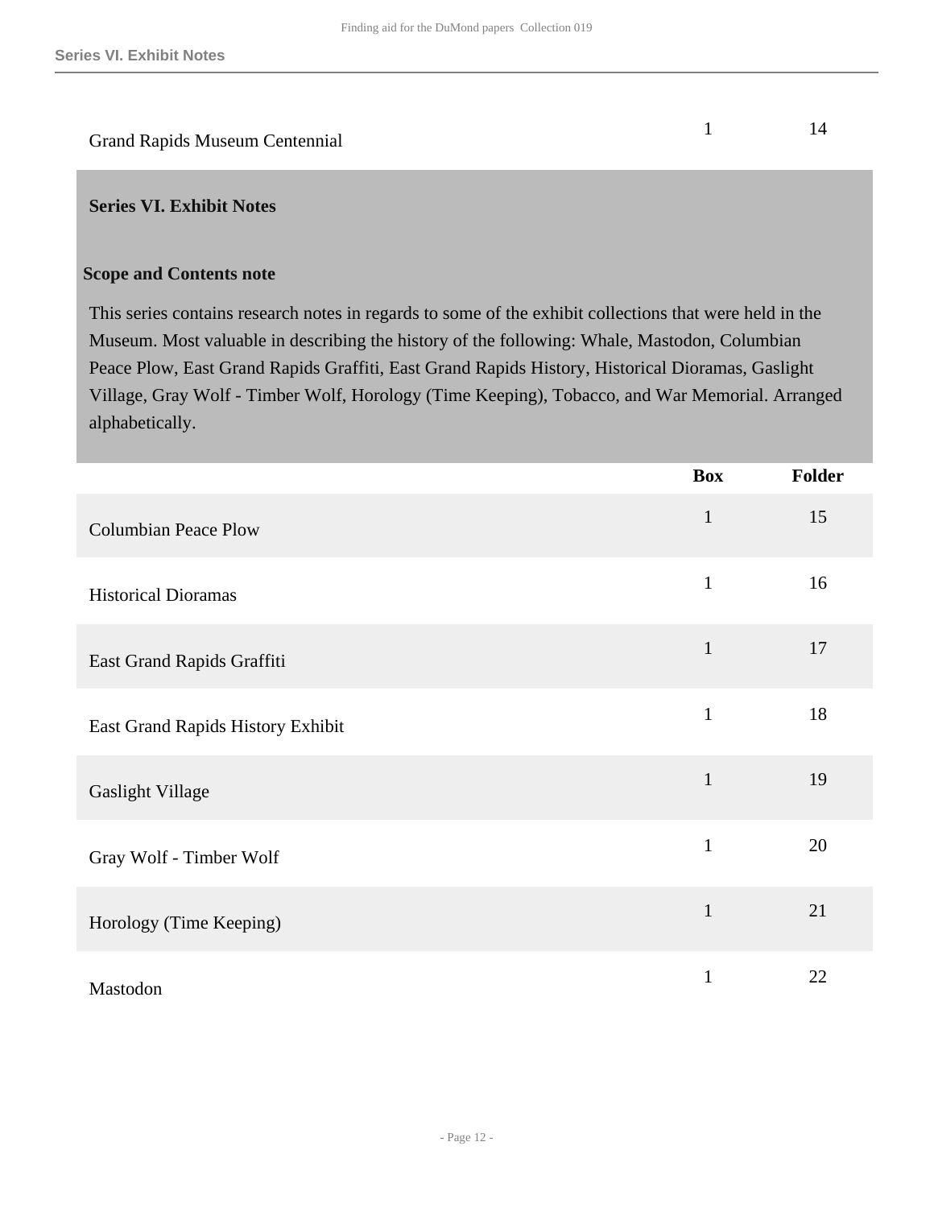| | Box | Folder |
|---|---|---|
| Grand Rapids Museum Centennial | 1 | 14 |

## Series VI. Exhibit Notes

### Scope and Contents note

This series contains research notes in regards to some of the exhibit collections that were held in the Museum. Most valuable in describing the history of the following: Whale, Mastodon, Columbian Peace Plow, East Grand Rapids Graffiti, East Grand Rapids History, Historical Dioramas, Gaslight Village, Gray Wolf - Timber Wolf, Horology (Time Keeping), Tobacco, and War Memorial. Arranged alphabetically.

| | Box | Folder |
|---|---|---|
| Columbian Peace Plow | 1 | 15 |
| Historical Dioramas | 1 | 16 |
| East Grand Rapids Graffiti | 1 | 17 |
| East Grand Rapids History Exhibit | 1 | 18 |
| Gaslight Village | 1 | 19 |
| Gray Wolf - Timber Wolf | 1 | 20 |
| Horology (Time Keeping) | 1 | 21 |
| Mastodon | 1 | 22 |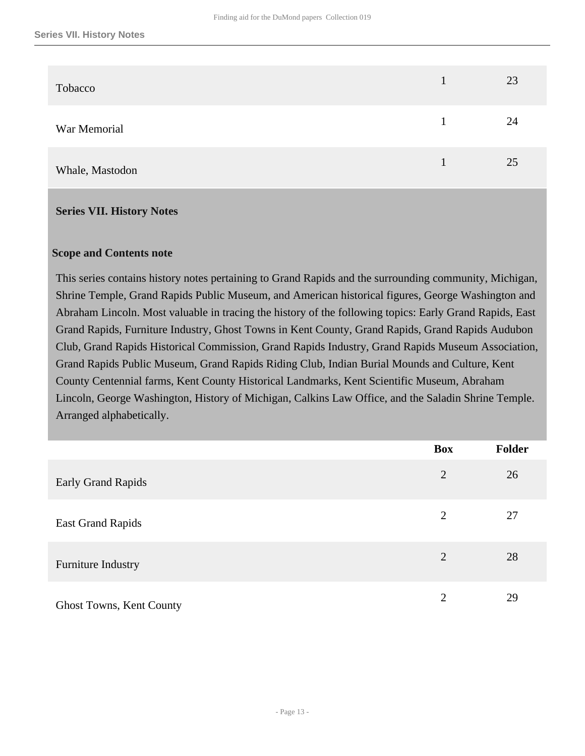| | | |
|---|---|---|
| Tobacco | 1 | 23 |
| War Memorial | 1 | 24 |
| Whale, Mastodon | 1 | 25 |

### Series VII. History Notes

**Scope and Contents note**

This series contains history notes pertaining to Grand Rapids and the surrounding community, Michigan, Shrine Temple, Grand Rapids Public Museum, and American historical figures, George Washington and Abraham Lincoln. Most valuable in tracing the history of the following topics: Early Grand Rapids, East Grand Rapids, Furniture Industry, Ghost Towns in Kent County, Grand Rapids, Grand Rapids Audubon Club, Grand Rapids Historical Commission, Grand Rapids Industry, Grand Rapids Museum Association, Grand Rapids Public Museum, Grand Rapids Riding Club, Indian Burial Mounds and Culture, Kent County Centennial farms, Kent County Historical Landmarks, Kent Scientific Museum, Abraham Lincoln, George Washington, History of Michigan, Calkins Law Office, and the Saladin Shrine Temple. Arranged alphabetically.

| | Box | Folder |
|---|---|---|
| Early Grand Rapids | 2 | 26 |
| East Grand Rapids | 2 | 27 |
| Furniture Industry | 2 | 28 |
| Ghost Towns, Kent County | 2 | 29 |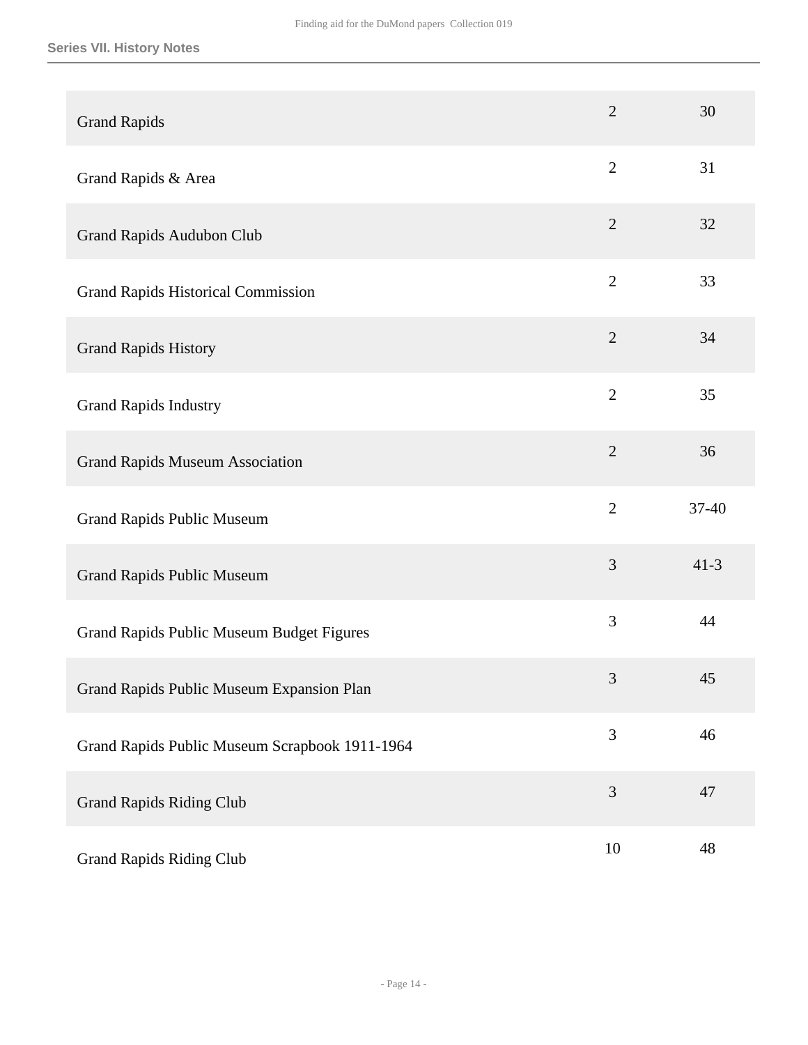| | | |
|---|---|---|
| Grand Rapids | 2 | 30 |
| Grand Rapids & Area | 2 | 31 |
| Grand Rapids Audubon Club | 2 | 32 |
| Grand Rapids Historical Commission | 2 | 33 |
| Grand Rapids History | 2 | 34 |
| Grand Rapids Industry | 2 | 35 |
| Grand Rapids Museum Association | 2 | 36 |
| Grand Rapids Public Museum | 2 | 37-40 |
| Grand Rapids Public Museum | 3 | 41-3 |
| Grand Rapids Public Museum Budget Figures | 3 | 44 |
| Grand Rapids Public Museum Expansion Plan | 3 | 45 |
| Grand Rapids Public Museum Scrapbook 1911-1964 | 3 | 46 |
| Grand Rapids Riding Club | 3 | 47 |
| Grand Rapids Riding Club | 10 | 48 |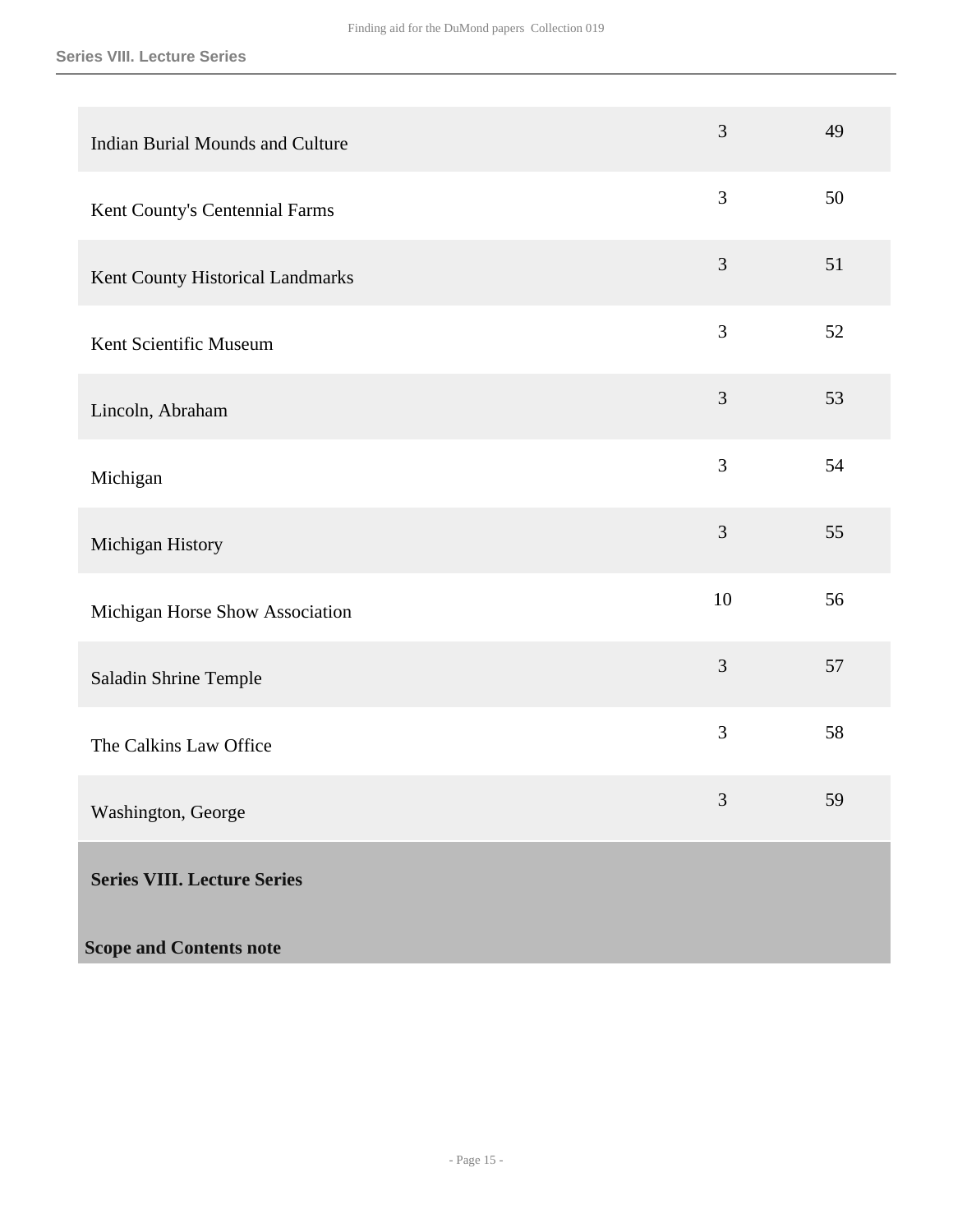| | | |
|---|---|---|
| Indian Burial Mounds and Culture | 3 | 49 |
| Kent County's Centennial Farms | 3 | 50 |
| Kent County Historical Landmarks | 3 | 51 |
| Kent Scientific Museum | 3 | 52 |
| Lincoln, Abraham | 3 | 53 |
| Michigan | 3 | 54 |
| Michigan History | 3 | 55 |
| Michigan Horse Show Association | 10 | 56 |
| Saladin Shrine Temple | 3 | 57 |
| The Calkins Law Office | 3 | 58 |
| Washington, George | 3 | 59 |

## Series VIII. Lecture Series

### Scope and Contents note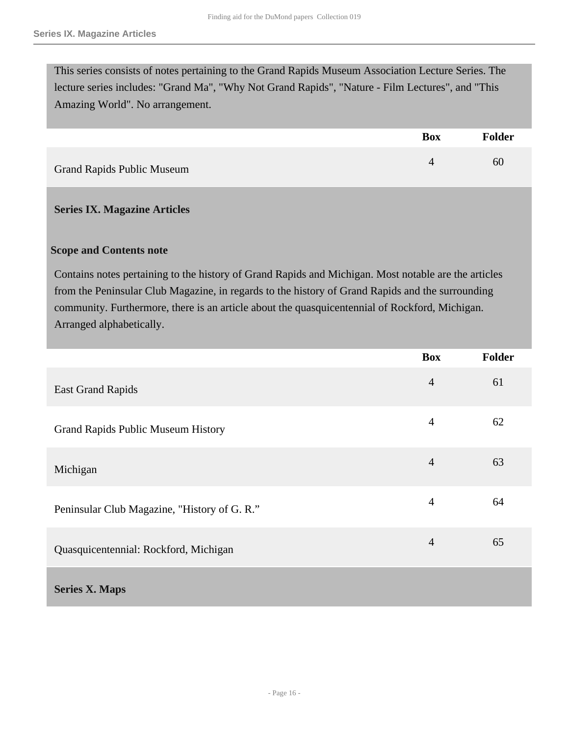This series consists of notes pertaining to the Grand Rapids Museum Association Lecture Series. The lecture series includes: "Grand Ma", "Why Not Grand Rapids", "Nature - Film Lectures", and "This Amazing World". No arrangement.

| | Box | Folder |
|---|---|---|
| Grand Rapids Public Museum | 4 | 60 |

## Series IX. Magazine Articles

### Scope and Contents note

Contains notes pertaining to the history of Grand Rapids and Michigan. Most notable are the articles from the Peninsular Club Magazine, in regards to the history of Grand Rapids and the surrounding community. Furthermore, there is an article about the quasquicentennial of Rockford, Michigan. Arranged alphabetically.

| | Box | Folder |
|---|---|---|
| East Grand Rapids | 4 | 61 |
| Grand Rapids Public Museum History | 4 | 62 |
| Michigan | 4 | 63 |
| Peninsular Club Magazine, "History of G. R." | 4 | 64 |
| Quasquicentennial: Rockford, Michigan | 4 | 65 |

## Series X. Maps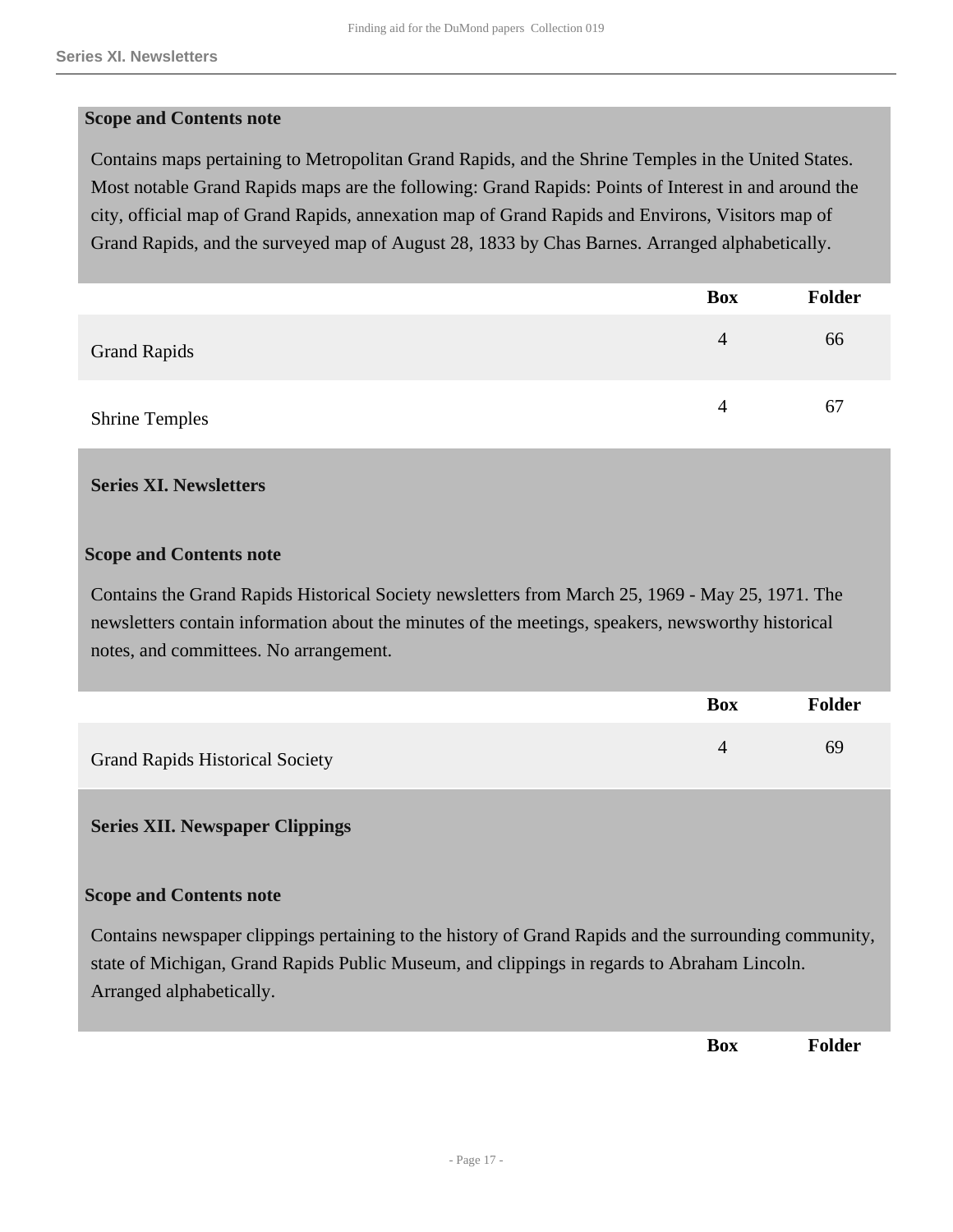**Scope and Contents note**

Contains maps pertaining to Metropolitan Grand Rapids, and the Shrine Temples in the United States. Most notable Grand Rapids maps are the following: Grand Rapids: Points of Interest in and around the city, official map of Grand Rapids, annexation map of Grand Rapids and Environs, Visitors map of Grand Rapids, and the surveyed map of August 28, 1833 by Chas Barnes. Arranged alphabetically.

| | Box | Folder |
| --- | --- | --- |
| Grand Rapids | 4 | 66 |
| Shrine Temples | 4 | 67 |

## Series XI. Newsletters

**Scope and Contents note**

Contains the Grand Rapids Historical Society newsletters from March 25, 1969 - May 25, 1971. The newsletters contain information about the minutes of the meetings, speakers, newsworthy historical notes, and committees. No arrangement.

| | Box | Folder |
| --- | --- | --- |
| Grand Rapids Historical Society | 4 | 69 |

## Series XII. Newspaper Clippings

**Scope and Contents note**

Contains newspaper clippings pertaining to the history of Grand Rapids and the surrounding community, state of Michigan, Grand Rapids Public Museum, and clippings in regards to Abraham Lincoln. Arranged alphabetically.

| | Box | Folder |
| --- | --- | --- |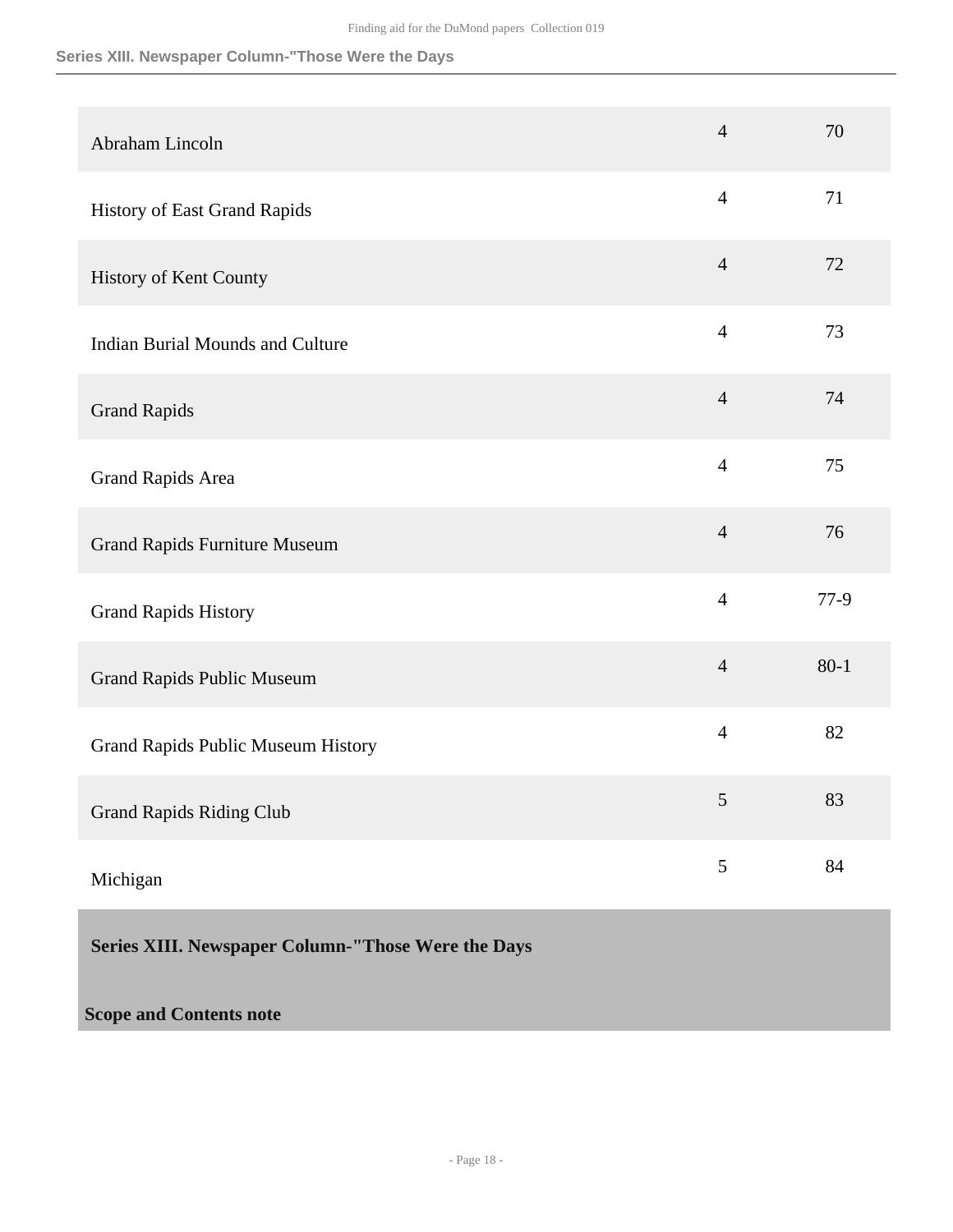| | | |
|---|---|---|
| Abraham Lincoln | 4 | 70 |
| History of East Grand Rapids | 4 | 71 |
| History of Kent County | 4 | 72 |
| Indian Burial Mounds and Culture | 4 | 73 |
| Grand Rapids | 4 | 74 |
| Grand Rapids Area | 4 | 75 |
| Grand Rapids Furniture Museum | 4 | 76 |
| Grand Rapids History | 4 | 77-9 |
| Grand Rapids Public Museum | 4 | 80-1 |
| Grand Rapids Public Museum History | 4 | 82 |
| Grand Rapids Riding Club | 5 | 83 |
| Michigan | 5 | 84 |

## Series XIII. Newspaper Column-"Those Were the Days

### Scope and Contents note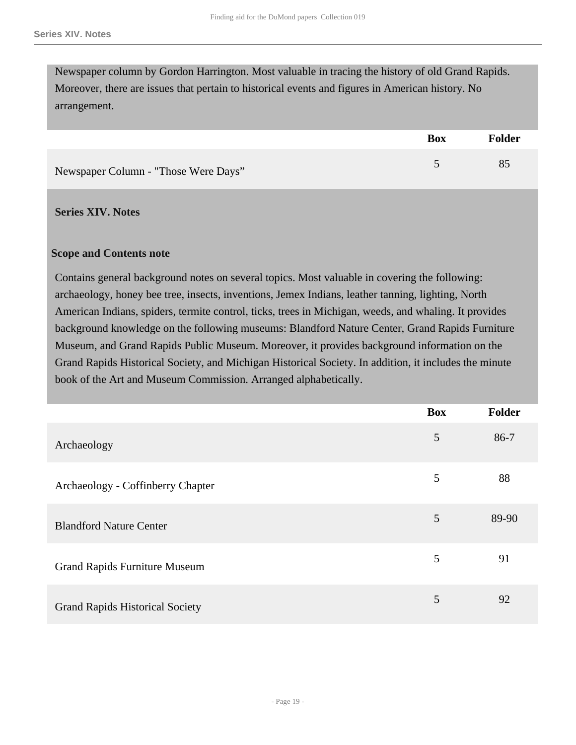Newspaper column by Gordon Harrington. Most valuable in tracing the history of old Grand Rapids. Moreover, there are issues that pertain to historical events and figures in American history. No arrangement.

| | Box | Folder |
|---|---|---|
| Newspaper Column - "Those Were Days" | 5 | 85 |

## Series XIV. Notes

### Scope and Contents note

Contains general background notes on several topics. Most valuable in covering the following: archaeology, honey bee tree, insects, inventions, Jemex Indians, leather tanning, lighting, North American Indians, spiders, termite control, ticks, trees in Michigan, weeds, and whaling. It provides background knowledge on the following museums: Blandford Nature Center, Grand Rapids Furniture Museum, and Grand Rapids Public Museum. Moreover, it provides background information on the Grand Rapids Historical Society, and Michigan Historical Society. In addition, it includes the minute book of the Art and Museum Commission. Arranged alphabetically.

| | Box | Folder |
|---|---|---|
| Archaeology | 5 | 86-7 |
| Archaeology - Coffinberry Chapter | 5 | 88 |
| Blandford Nature Center | 5 | 89-90 |
| Grand Rapids Furniture Museum | 5 | 91 |
| Grand Rapids Historical Society | 5 | 92 |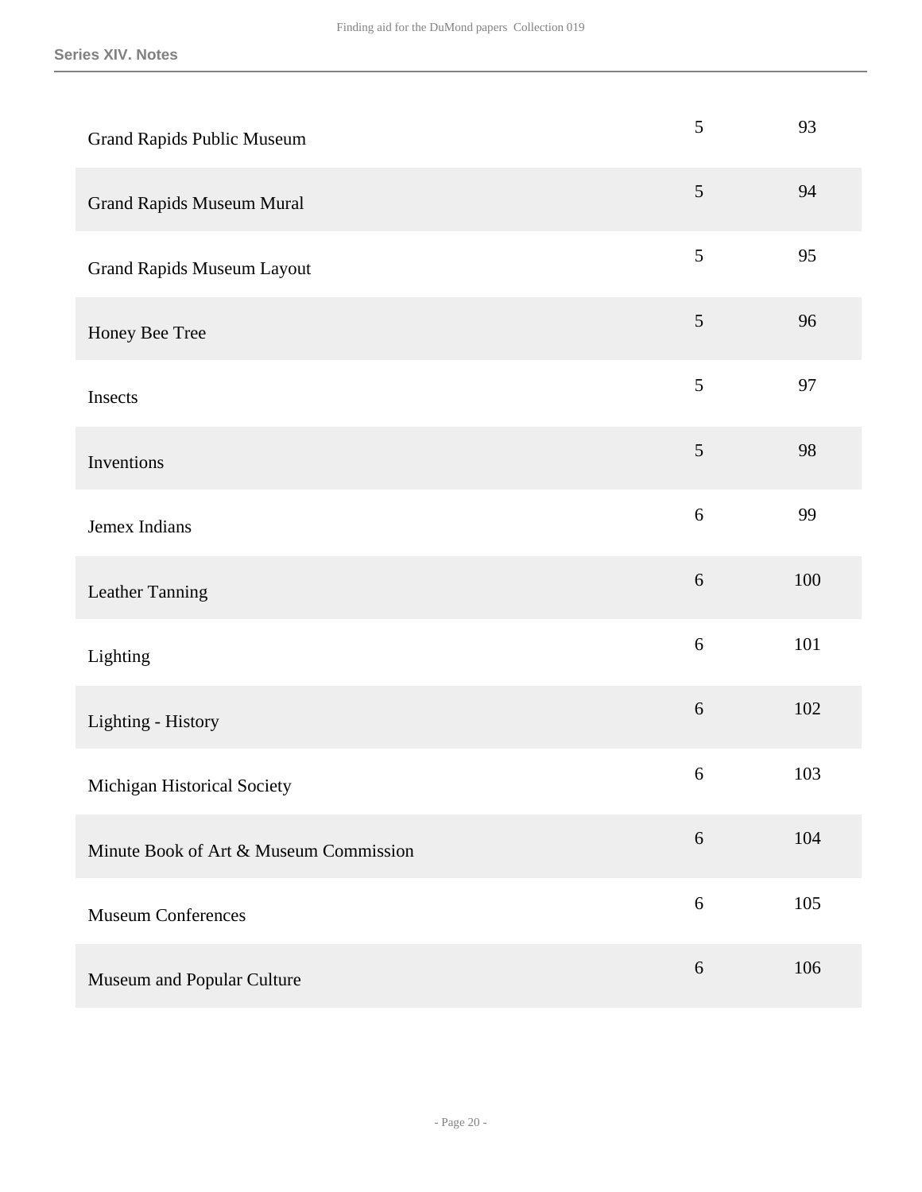| | | |
|---|---|---|
| Grand Rapids Public Museum | 5 | 93 |
| Grand Rapids Museum Mural | 5 | 94 |
| Grand Rapids Museum Layout | 5 | 95 |
| Honey Bee Tree | 5 | 96 |
| Insects | 5 | 97 |
| Inventions | 5 | 98 |
| Jemex Indians | 6 | 99 |
| Leather Tanning | 6 | 100 |
| Lighting | 6 | 101 |
| Lighting - History | 6 | 102 |
| Michigan Historical Society | 6 | 103 |
| Minute Book of Art & Museum Commission | 6 | 104 |
| Museum Conferences | 6 | 105 |
| Museum and Popular Culture | 6 | 106 |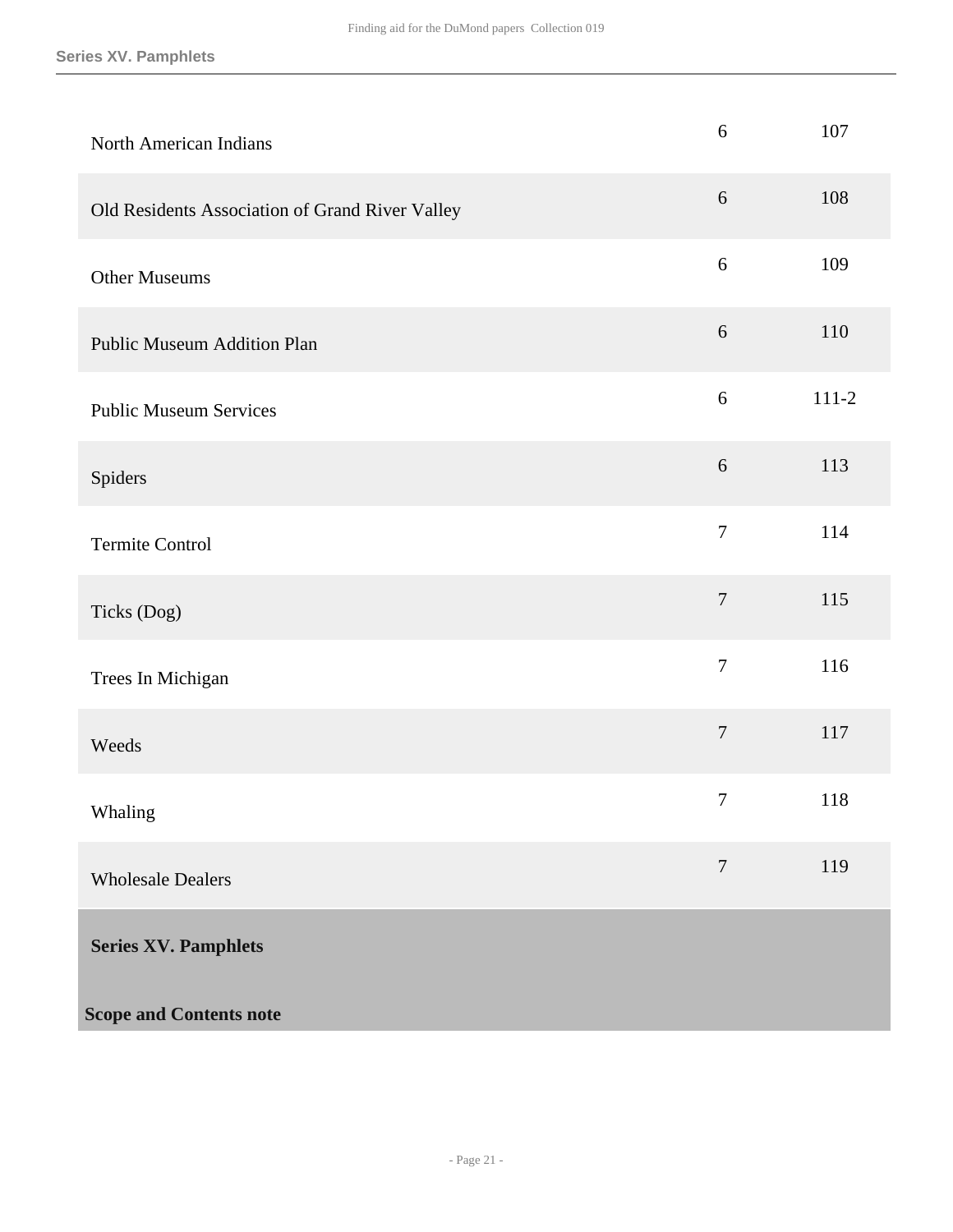| | | |
|---|---|---|
| North American Indians | 6 | 107 |
| Old Residents Association of Grand River Valley | 6 | 108 |
| Other Museums | 6 | 109 |
| Public Museum Addition Plan | 6 | 110 |
| Public Museum Services | 6 | 111-2 |
| Spiders | 6 | 113 |
| Termite Control | 7 | 114 |
| Ticks (Dog) | 7 | 115 |
| Trees In Michigan | 7 | 116 |
| Weeds | 7 | 117 |
| Whaling | 7 | 118 |
| Wholesale Dealers | 7 | 119 |

**Series XV. Pamphlets**

**Scope and Contents note**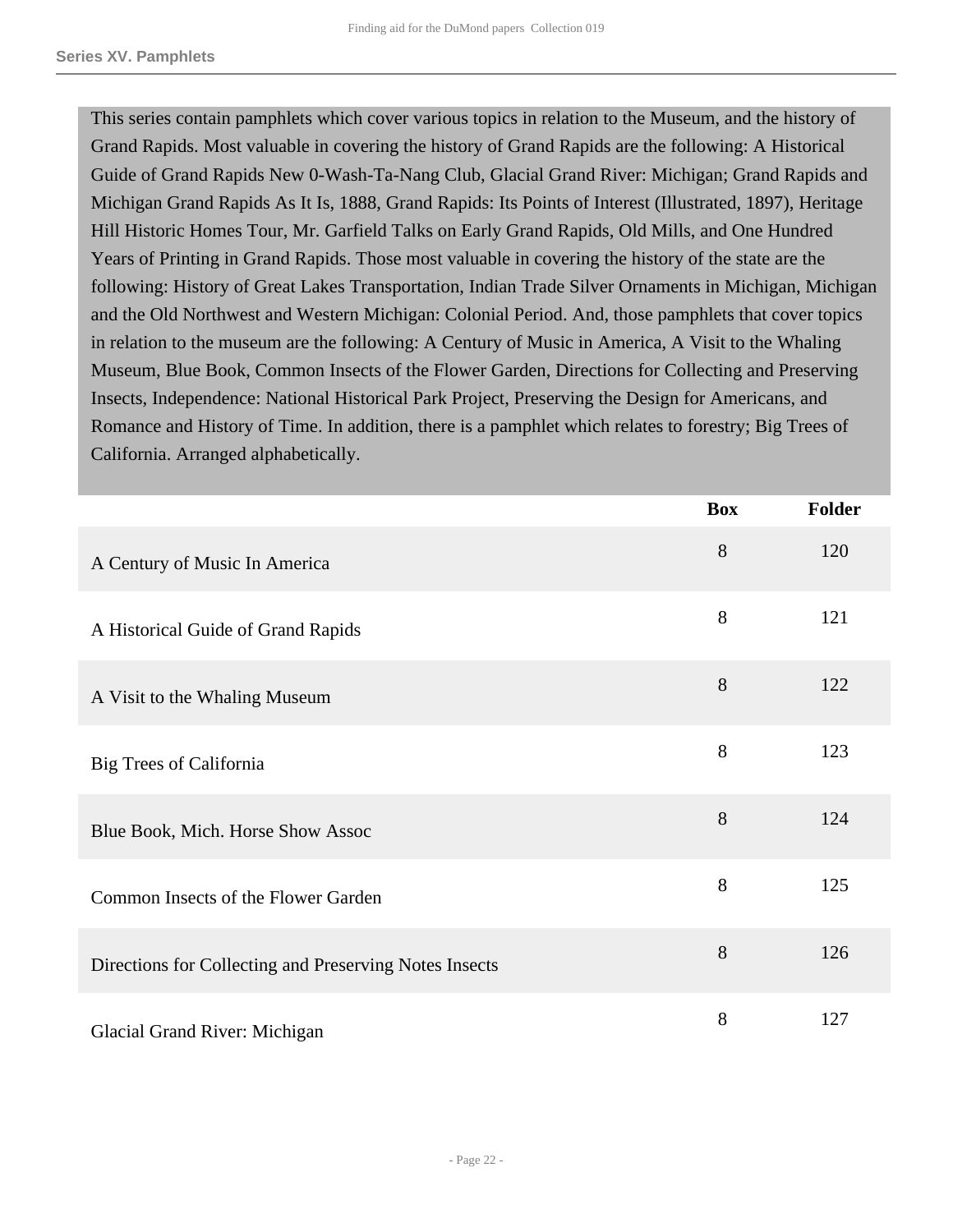## Series XV. Pamphlets

This series contain pamphlets which cover various topics in relation to the Museum, and the history of Grand Rapids. Most valuable in covering the history of Grand Rapids are the following: A Historical Guide of Grand Rapids New 0-Wash-Ta-Nang Club, Glacial Grand River: Michigan; Grand Rapids and Michigan Grand Rapids As It Is, 1888, Grand Rapids: Its Points of Interest (Illustrated, 1897), Heritage Hill Historic Homes Tour, Mr. Garfield Talks on Early Grand Rapids, Old Mills, and One Hundred Years of Printing in Grand Rapids. Those most valuable in covering the history of the state are the following: History of Great Lakes Transportation, Indian Trade Silver Ornaments in Michigan, Michigan and the Old Northwest and Western Michigan: Colonial Period. And, those pamphlets that cover topics in relation to the museum are the following: A Century of Music in America, A Visit to the Whaling Museum, Blue Book, Common Insects of the Flower Garden, Directions for Collecting and Preserving Insects, Independence: National Historical Park Project, Preserving the Design for Americans, and Romance and History of Time. In addition, there is a pamphlet which relates to forestry; Big Trees of California. Arranged alphabetically.

| | Box | Folder |
|---|---|---|
| A Century of Music In America | 8 | 120 |
| A Historical Guide of Grand Rapids | 8 | 121 |
| A Visit to the Whaling Museum | 8 | 122 |
| Big Trees of California | 8 | 123 |
| Blue Book, Mich. Horse Show Assoc | 8 | 124 |
| Common Insects of the Flower Garden | 8 | 125 |
| Directions for Collecting and Preserving Notes Insects | 8 | 126 |
| Glacial Grand River: Michigan | 8 | 127 |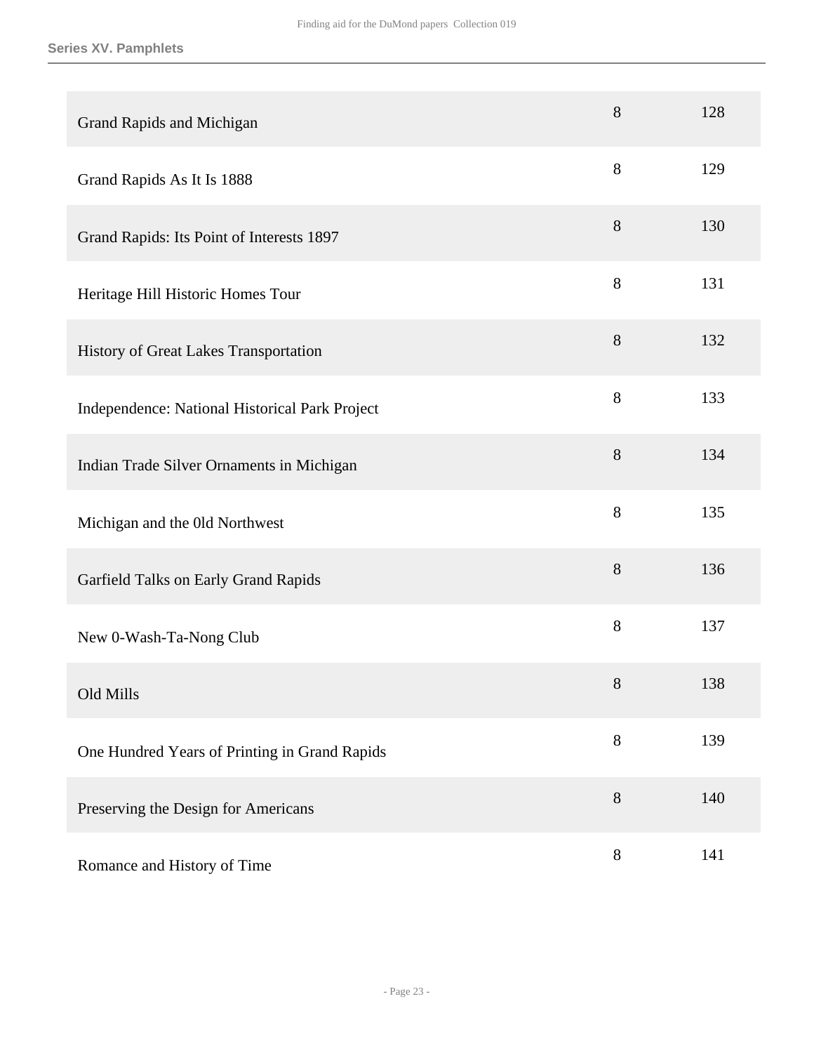| | | |
|---|---|---|
| Grand Rapids and Michigan | 8 | 128 |
| Grand Rapids As It Is 1888 | 8 | 129 |
| Grand Rapids: Its Point of Interests 1897 | 8 | 130 |
| Heritage Hill Historic Homes Tour | 8 | 131 |
| History of Great Lakes Transportation | 8 | 132 |
| Independence: National Historical Park Project | 8 | 133 |
| Indian Trade Silver Ornaments in Michigan | 8 | 134 |
| Michigan and the 0ld Northwest | 8 | 135 |
| Garfield Talks on Early Grand Rapids | 8 | 136 |
| New 0-Wash-Ta-Nong Club | 8 | 137 |
| Old Mills | 8 | 138 |
| One Hundred Years of Printing in Grand Rapids | 8 | 139 |
| Preserving the Design for Americans | 8 | 140 |
| Romance and History of Time | 8 | 141 |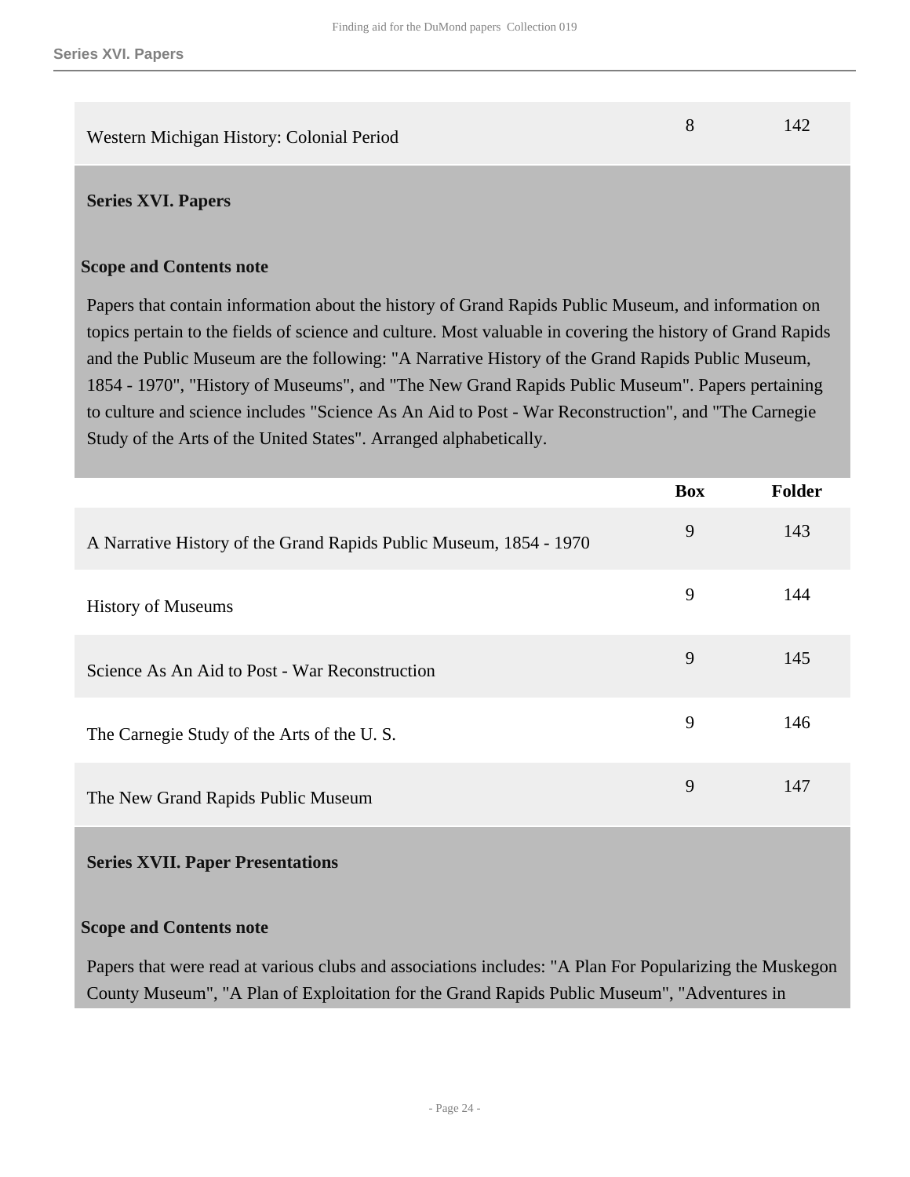| | Box | Folder |
|---|---|---|
| Western Michigan History: Colonial Period | 8 | 142 |

## Series XVI. Papers

### Scope and Contents note

Papers that contain information about the history of Grand Rapids Public Museum, and information on topics pertain to the fields of science and culture. Most valuable in covering the history of Grand Rapids and the Public Museum are the following: "A Narrative History of the Grand Rapids Public Museum, 1854 - 1970", "History of Museums", and "The New Grand Rapids Public Museum". Papers pertaining to culture and science includes "Science As An Aid to Post - War Reconstruction", and "The Carnegie Study of the Arts of the United States". Arranged alphabetically.

| | Box | Folder |
|---|---|---|
| A Narrative History of the Grand Rapids Public Museum, 1854 - 1970 | 9 | 143 |
| History of Museums | 9 | 144 |
| Science As An Aid to Post - War Reconstruction | 9 | 145 |
| The Carnegie Study of the Arts of the U. S. | 9 | 146 |
| The New Grand Rapids Public Museum | 9 | 147 |

## Series XVII. Paper Presentations

### Scope and Contents note

Papers that were read at various clubs and associations includes: "A Plan For Popularizing the Muskegon County Museum", "A Plan of Exploitation for the Grand Rapids Public Museum", "Adventures in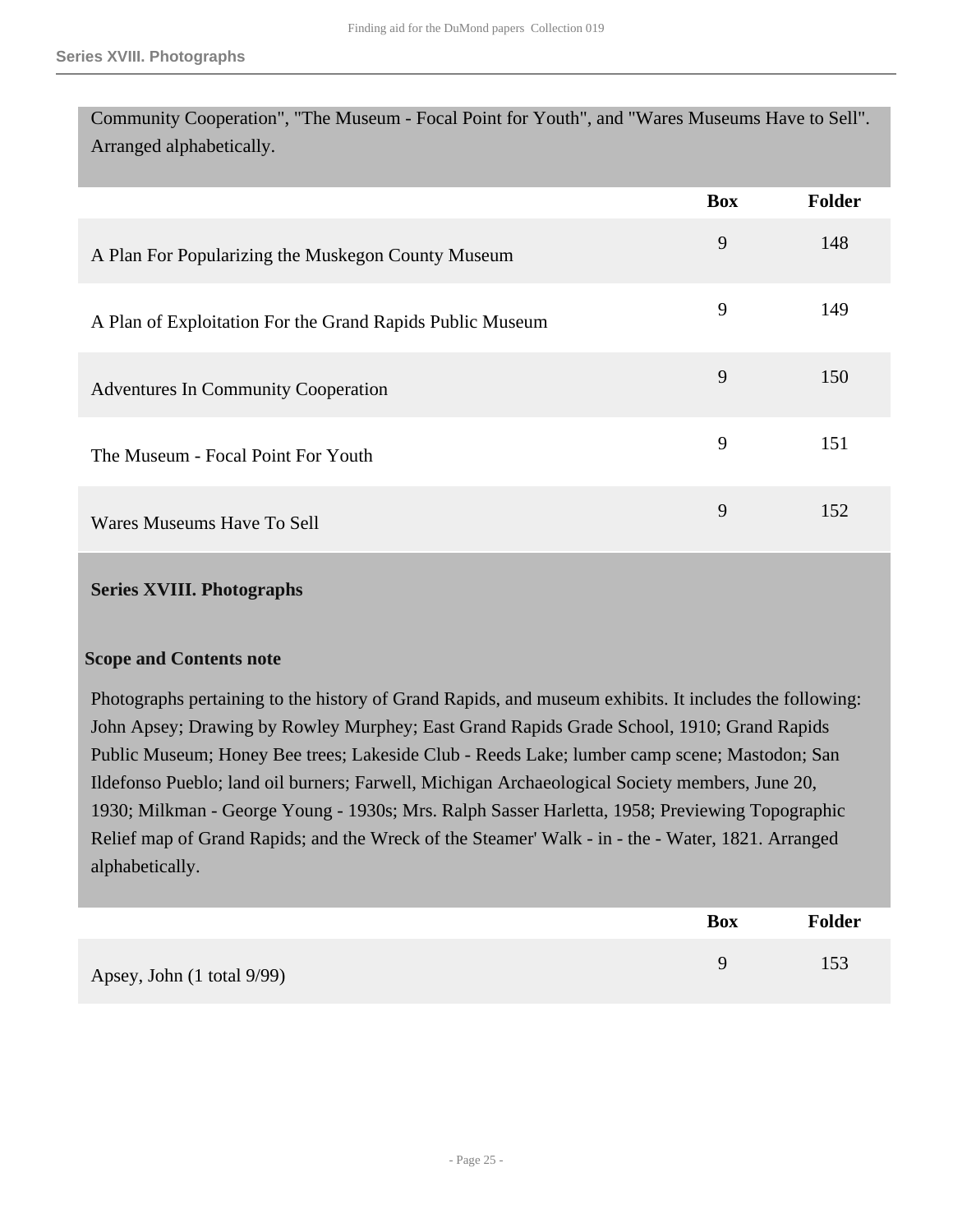Community Cooperation", "The Museum - Focal Point for Youth", and "Wares Museums Have to Sell". Arranged alphabetically.

| | Box | Folder |
|---|---|---|
| A Plan For Popularizing the Muskegon County Museum | 9 | 148 |
| A Plan of Exploitation For the Grand Rapids Public Museum | 9 | 149 |
| Adventures In Community Cooperation | 9 | 150 |
| The Museum - Focal Point For Youth | 9 | 151 |
| Wares Museums Have To Sell | 9 | 152 |

## Series XVIII. Photographs

### Scope and Contents note

Photographs pertaining to the history of Grand Rapids, and museum exhibits. It includes the following: John Apsey; Drawing by Rowley Murphey; East Grand Rapids Grade School, 1910; Grand Rapids Public Museum; Honey Bee trees; Lakeside Club - Reeds Lake; lumber camp scene; Mastodon; San Ildefonso Pueblo; land oil burners; Farwell, Michigan Archaeological Society members, June 20, 1930; Milkman - George Young - 1930s; Mrs. Ralph Sasser Harletta, 1958; Previewing Topographic Relief map of Grand Rapids; and the Wreck of the Steamer' Walk - in - the - Water, 1821. Arranged alphabetically.

| | Box | Folder |
|---|---|---|
| Apsey, John (1 total 9/99) | 9 | 153 |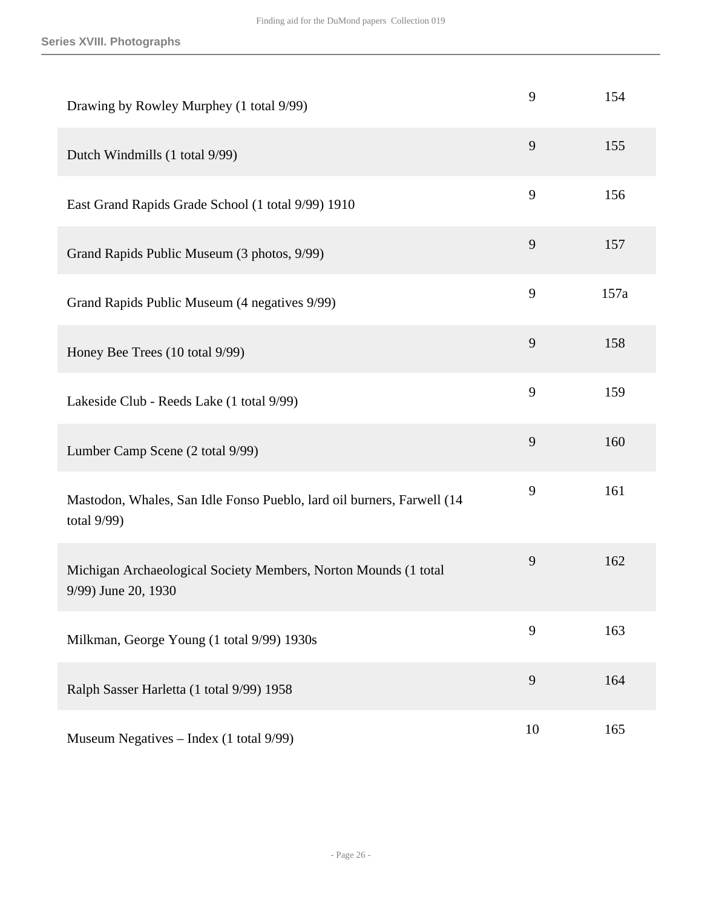**Series XVIII. Photographs**

| | | |
|---|---|---|
| Drawing by Rowley Murphey (1 total 9/99) | 9 | 154 |
| Dutch Windmills (1 total 9/99) | 9 | 155 |
| East Grand Rapids Grade School (1 total 9/99) 1910 | 9 | 156 |
| Grand Rapids Public Museum (3 photos, 9/99) | 9 | 157 |
| Grand Rapids Public Museum (4 negatives 9/99) | 9 | 157a |
| Honey Bee Trees (10 total 9/99) | 9 | 158 |
| Lakeside Club - Reeds Lake (1 total 9/99) | 9 | 159 |
| Lumber Camp Scene (2 total 9/99) | 9 | 160 |
| Mastodon, Whales, San Idle Fonso Pueblo, lard oil burners, Farwell (14 total 9/99) | 9 | 161 |
| Michigan Archaeological Society Members, Norton Mounds (1 total 9/99) June 20, 1930 | 9 | 162 |
| Milkman, George Young (1 total 9/99) 1930s | 9 | 163 |
| Ralph Sasser Harletta (1 total 9/99) 1958 | 9 | 164 |
| Museum Negatives – Index (1 total 9/99) | 10 | 165 |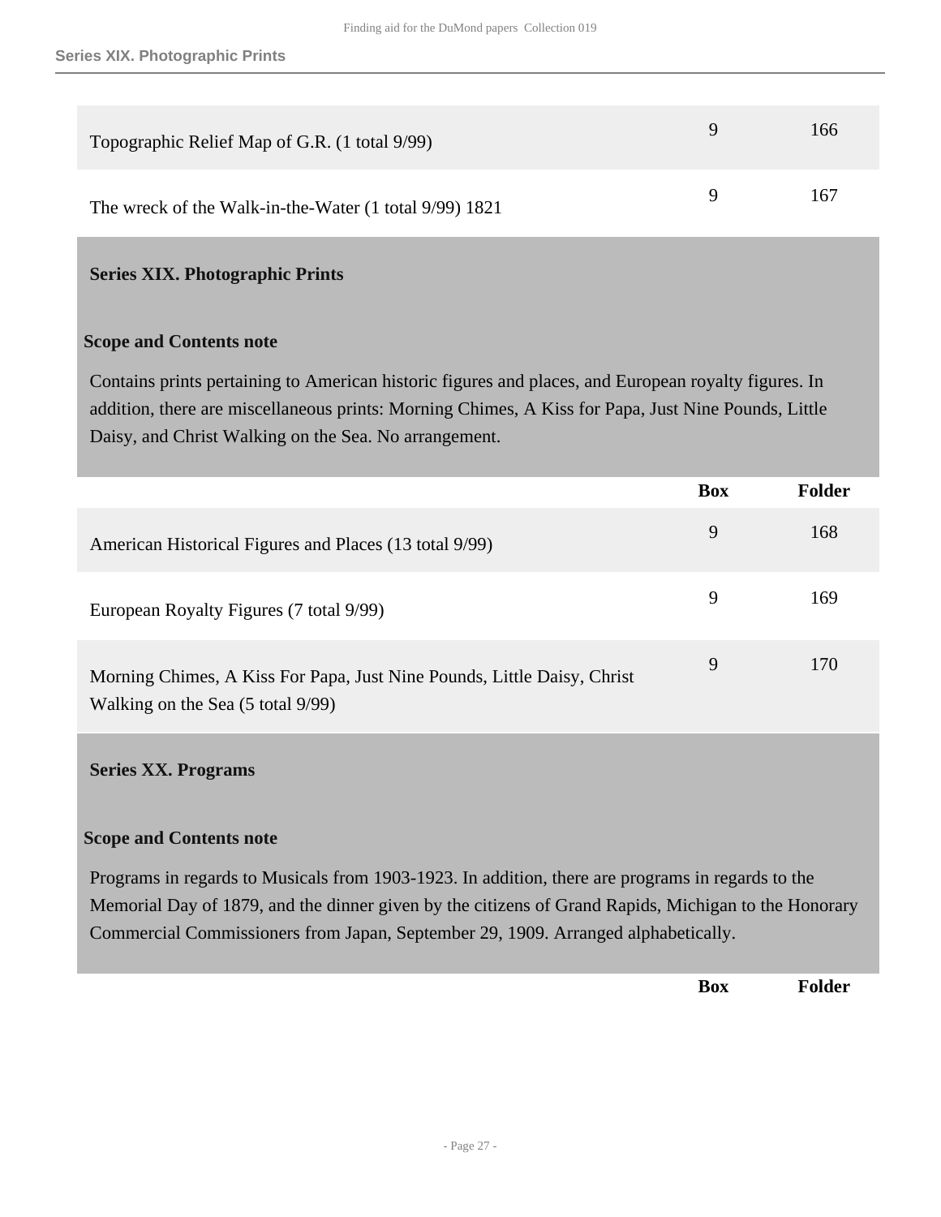| | Box | Folder |
|---|---|---|
| Topographic Relief Map of G.R. (1 total 9/99) | 9 | 166 |
| The wreck of the Walk-in-the-Water (1 total 9/99) 1821 | 9 | 167 |

## Series XIX. Photographic Prints

### Scope and Contents note

Contains prints pertaining to American historic figures and places, and European royalty figures. In addition, there are miscellaneous prints: Morning Chimes, A Kiss for Papa, Just Nine Pounds, Little Daisy, and Christ Walking on the Sea. No arrangement.

| | Box | Folder |
|---|---|---|
| American Historical Figures and Places (13 total 9/99) | 9 | 168 |
| European Royalty Figures (7 total 9/99) | 9 | 169 |
| Morning Chimes, A Kiss For Papa, Just Nine Pounds, Little Daisy, Christ Walking on the Sea (5 total 9/99) | 9 | 170 |

## Series XX. Programs

### Scope and Contents note

Programs in regards to Musicals from 1903-1923. In addition, there are programs in regards to the Memorial Day of 1879, and the dinner given by the citizens of Grand Rapids, Michigan to the Honorary Commercial Commissioners from Japan, September 29, 1909. Arranged alphabetically.

| | Box | Folder |
|---|---|---|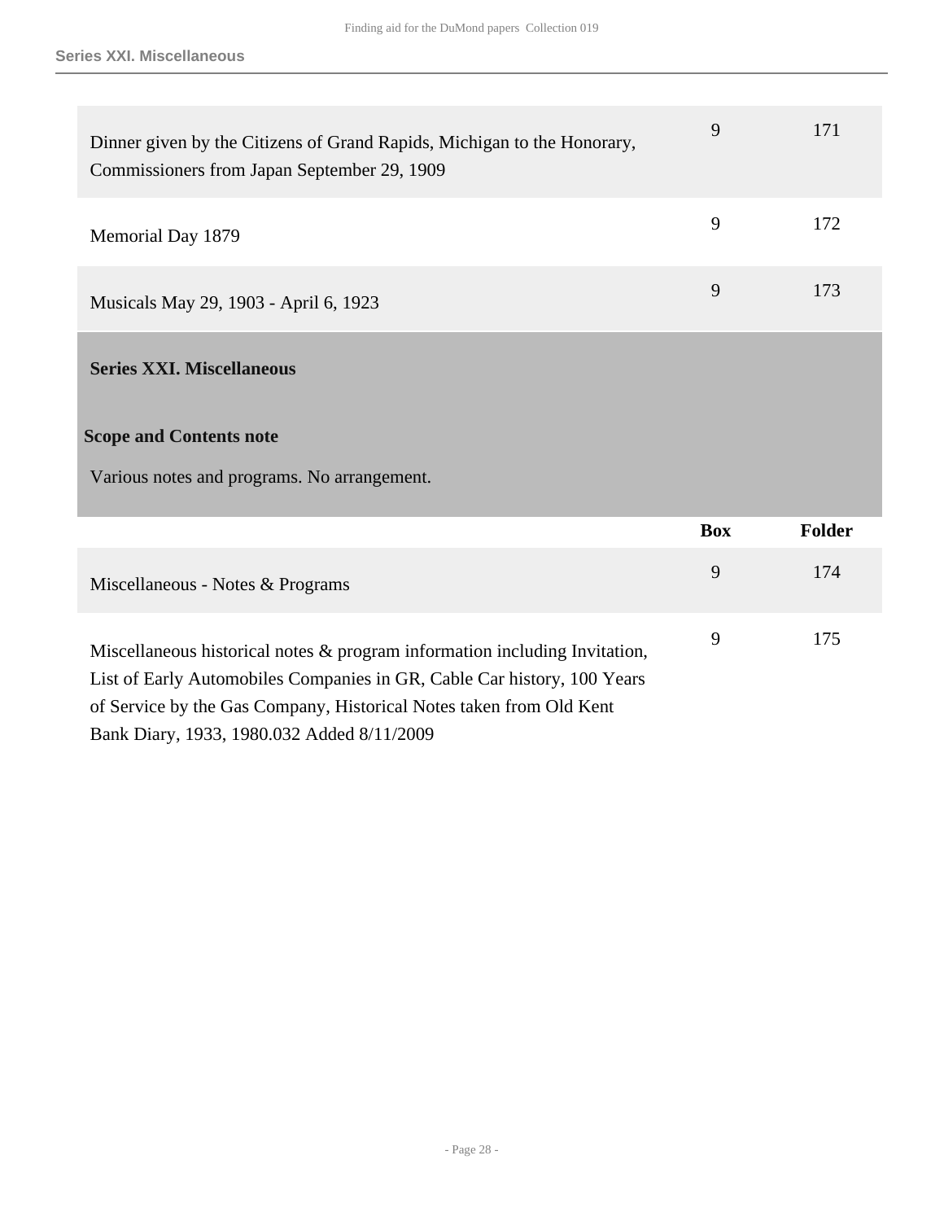| | Box | Folder |
|---|---|---|
| Dinner given by the Citizens of Grand Rapids, Michigan to the Honorary, Commissioners from Japan September 29, 1909 | 9 | 171 |
| Memorial Day 1879 | 9 | 172 |
| Musicals May 29, 1903 - April 6, 1923 | 9 | 173 |

## Series XXI. Miscellaneous

### Scope and Contents note

Various notes and programs. No arrangement.

| | Box | Folder |
|---|---|---|
| Miscellaneous - Notes & Programs | 9 | 174 |
| Miscellaneous historical notes & program information including Invitation, List of Early Automobiles Companies in GR, Cable Car history, 100 Years of Service by the Gas Company, Historical Notes taken from Old Kent Bank Diary, 1933, 1980.032 Added 8/11/2009 | 9 | 175 |